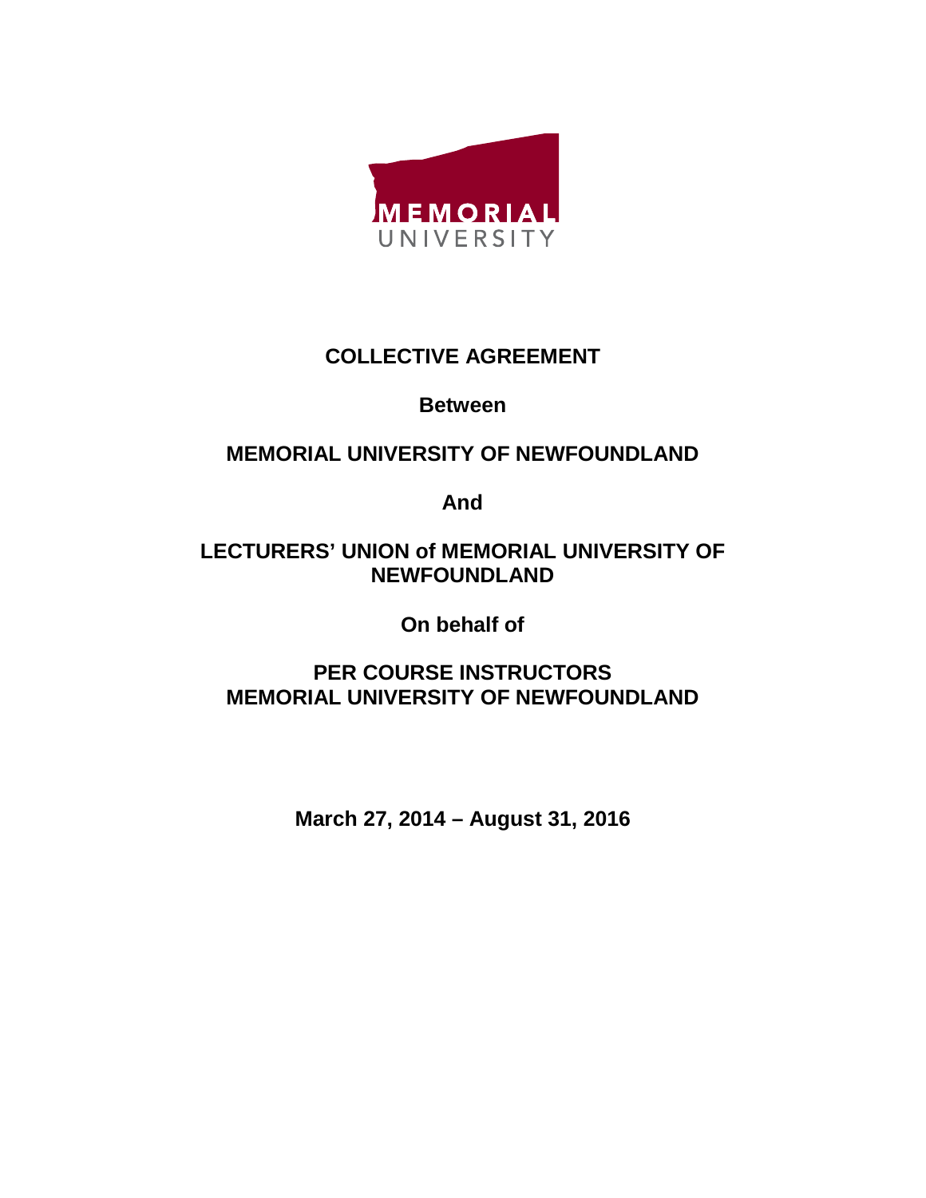MEMORIAL UNIVERSITY

# COLLECTIVE AGREEMENT

**Between**

**MEMORIAL UNIVERSITY OF NEWFOUNDLAND**

**And**

**LECTURERS' UNION of MEMORIAL UNIVERSITY OF NEWFOUNDLAND**

**On behalf of**

**PER COURSE INSTRUCTORS MEMORIAL UNIVERSITY OF NEWFOUNDLAND**

**March 27, 2014 – August 31, 2016**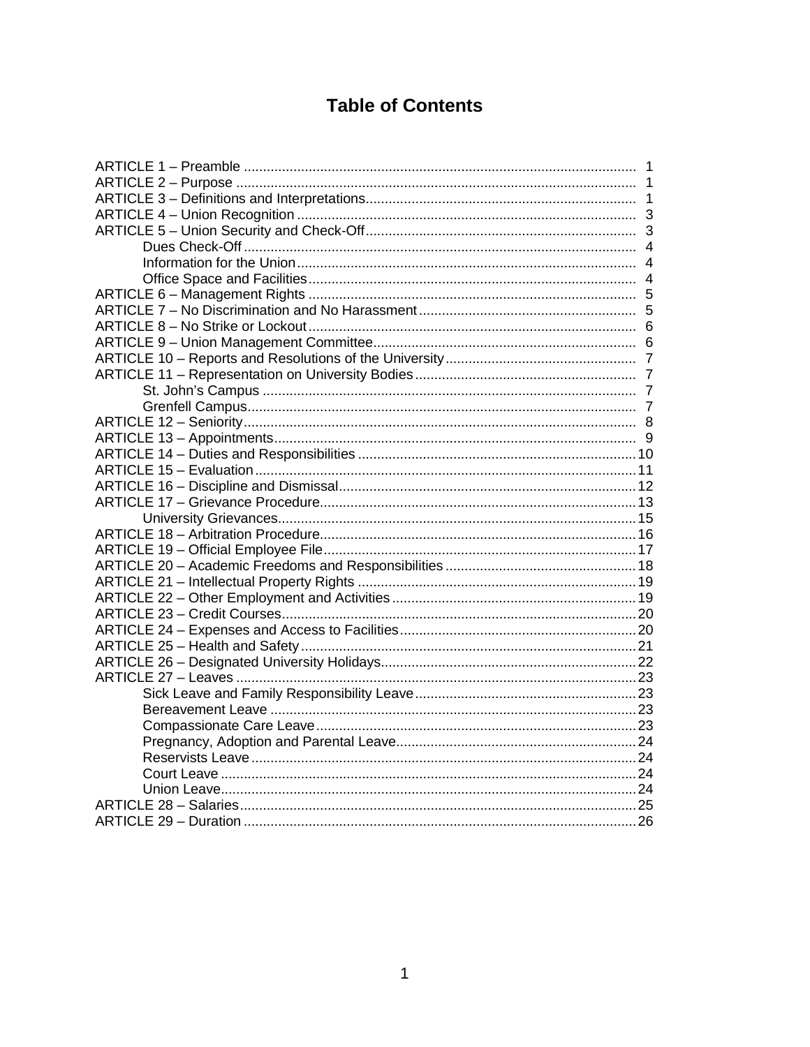# Table of Contents

ARTICLE 1 – Preamble .... 1
ARTICLE 2 – Purpose .... 1
ARTICLE 3 – Definitions and Interpretations .... 1
ARTICLE 4 – Union Recognition .... 3
ARTICLE 5 – Union Security and Check-Off .... 3
- Dues Check-Off .... 4
- Information for the Union .... 4
- Office Space and Facilities .... 4

ARTICLE 6 – Management Rights .... 5
ARTICLE 7 – No Discrimination and No Harassment .... 5
ARTICLE 8 – No Strike or Lockout .... 6
ARTICLE 9 – Union Management Committee .... 6
ARTICLE 10 – Reports and Resolutions of the University .... 7
ARTICLE 11 – Representation on University Bodies .... 7
- St. John's Campus .... 7
- Grenfell Campus .... 7

ARTICLE 12 – Seniority .... 8
ARTICLE 13 – Appointments .... 9
ARTICLE 14 – Duties and Responsibilities .... 10
ARTICLE 15 – Evaluation .... 11
ARTICLE 16 – Discipline and Dismissal .... 12
ARTICLE 17 – Grievance Procedure .... 13
- University Grievances .... 15

ARTICLE 18 – Arbitration Procedure .... 16
ARTICLE 19 – Official Employee File .... 17
ARTICLE 20 – Academic Freedoms and Responsibilities .... 18
ARTICLE 21 – Intellectual Property Rights .... 19
ARTICLE 22 – Other Employment and Activities .... 19
ARTICLE 23 – Credit Courses .... 20
ARTICLE 24 – Expenses and Access to Facilities .... 20
ARTICLE 25 – Health and Safety .... 21
ARTICLE 26 – Designated University Holidays .... 22
ARTICLE 27 – Leaves .... 23
- Sick Leave and Family Responsibility Leave .... 23
- Bereavement Leave .... 23
- Compassionate Care Leave .... 23
- Pregnancy, Adoption and Parental Leave .... 24
- Reservists Leave .... 24
- Court Leave .... 24
- Union Leave .... 24

ARTICLE 28 – Salaries .... 25
ARTICLE 29 – Duration .... 26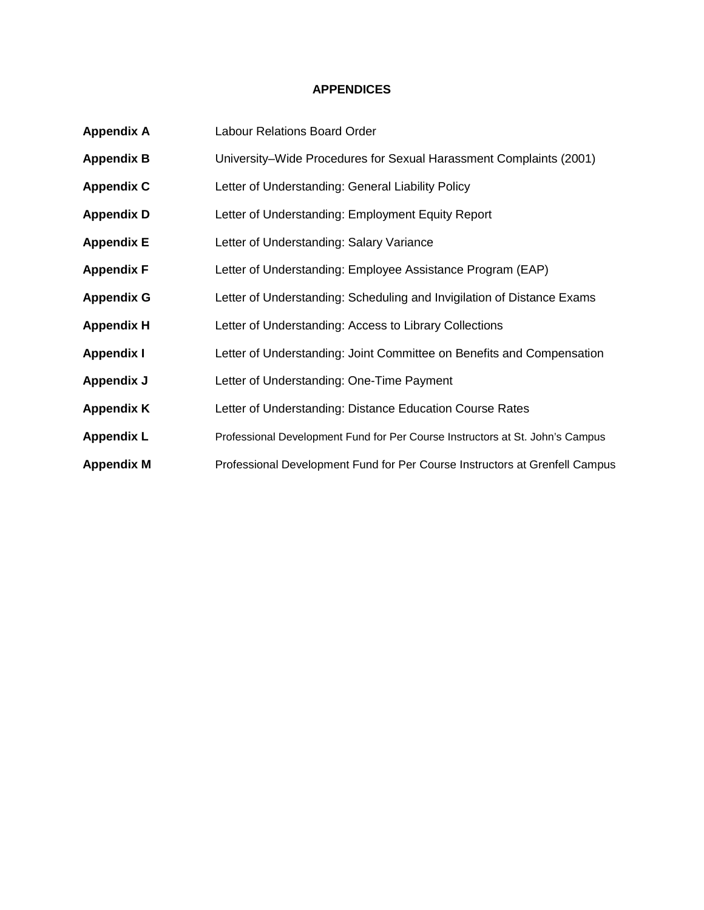# APPENDICES

| | |
|---|---|
| **Appendix A** | Labour Relations Board Order |
| **Appendix B** | University–Wide Procedures for Sexual Harassment Complaints (2001) |
| **Appendix C** | Letter of Understanding: General Liability Policy |
| **Appendix D** | Letter of Understanding: Employment Equity Report |
| **Appendix E** | Letter of Understanding: Salary Variance |
| **Appendix F** | Letter of Understanding: Employee Assistance Program (EAP) |
| **Appendix G** | Letter of Understanding: Scheduling and Invigilation of Distance Exams |
| **Appendix H** | Letter of Understanding: Access to Library Collections |
| **Appendix I** | Letter of Understanding: Joint Committee on Benefits and Compensation |
| **Appendix J** | Letter of Understanding: One-Time Payment |
| **Appendix K** | Letter of Understanding: Distance Education Course Rates |
| **Appendix L** | Professional Development Fund for Per Course Instructors at St. John's Campus |
| **Appendix M** | Professional Development Fund for Per Course Instructors at Grenfell Campus |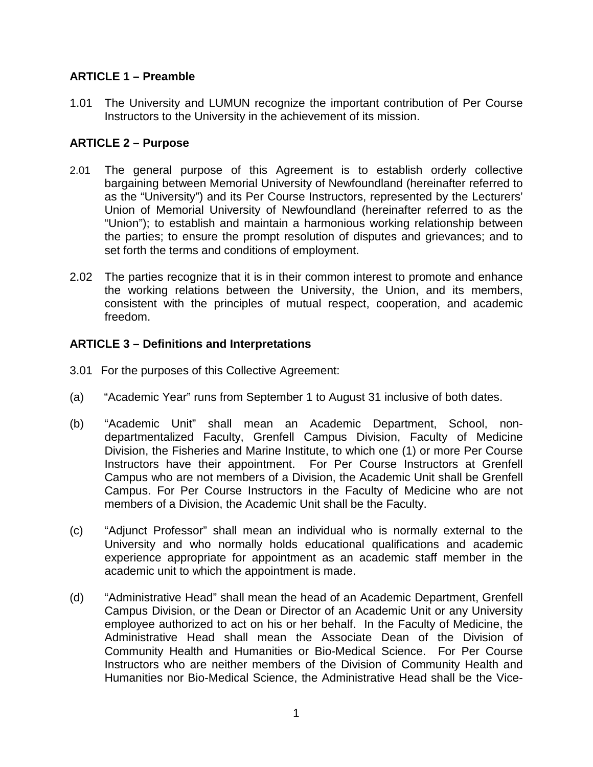## ARTICLE 1 – Preamble

1.01 The University and LUMUN recognize the important contribution of Per Course Instructors to the University in the achievement of its mission.

## ARTICLE 2 – Purpose

2.01 The general purpose of this Agreement is to establish orderly collective bargaining between Memorial University of Newfoundland (hereinafter referred to as the "University") and its Per Course Instructors, represented by the Lecturers' Union of Memorial University of Newfoundland (hereinafter referred to as the "Union"); to establish and maintain a harmonious working relationship between the parties; to ensure the prompt resolution of disputes and grievances; and to set forth the terms and conditions of employment.

2.02 The parties recognize that it is in their common interest to promote and enhance the working relations between the University, the Union, and its members, consistent with the principles of mutual respect, cooperation, and academic freedom.

## ARTICLE 3 – Definitions and Interpretations

3.01 For the purposes of this Collective Agreement:

(a) "Academic Year" runs from September 1 to August 31 inclusive of both dates.

(b) "Academic Unit" shall mean an Academic Department, School, non-departmentalized Faculty, Grenfell Campus Division, Faculty of Medicine Division, the Fisheries and Marine Institute, to which one (1) or more Per Course Instructors have their appointment. For Per Course Instructors at Grenfell Campus who are not members of a Division, the Academic Unit shall be Grenfell Campus. For Per Course Instructors in the Faculty of Medicine who are not members of a Division, the Academic Unit shall be the Faculty.

(c) "Adjunct Professor" shall mean an individual who is normally external to the University and who normally holds educational qualifications and academic experience appropriate for appointment as an academic staff member in the academic unit to which the appointment is made.

(d) "Administrative Head" shall mean the head of an Academic Department, Grenfell Campus Division, or the Dean or Director of an Academic Unit or any University employee authorized to act on his or her behalf. In the Faculty of Medicine, the Administrative Head shall mean the Associate Dean of the Division of Community Health and Humanities or Bio-Medical Science. For Per Course Instructors who are neither members of the Division of Community Health and Humanities nor Bio-Medical Science, the Administrative Head shall be the Vice-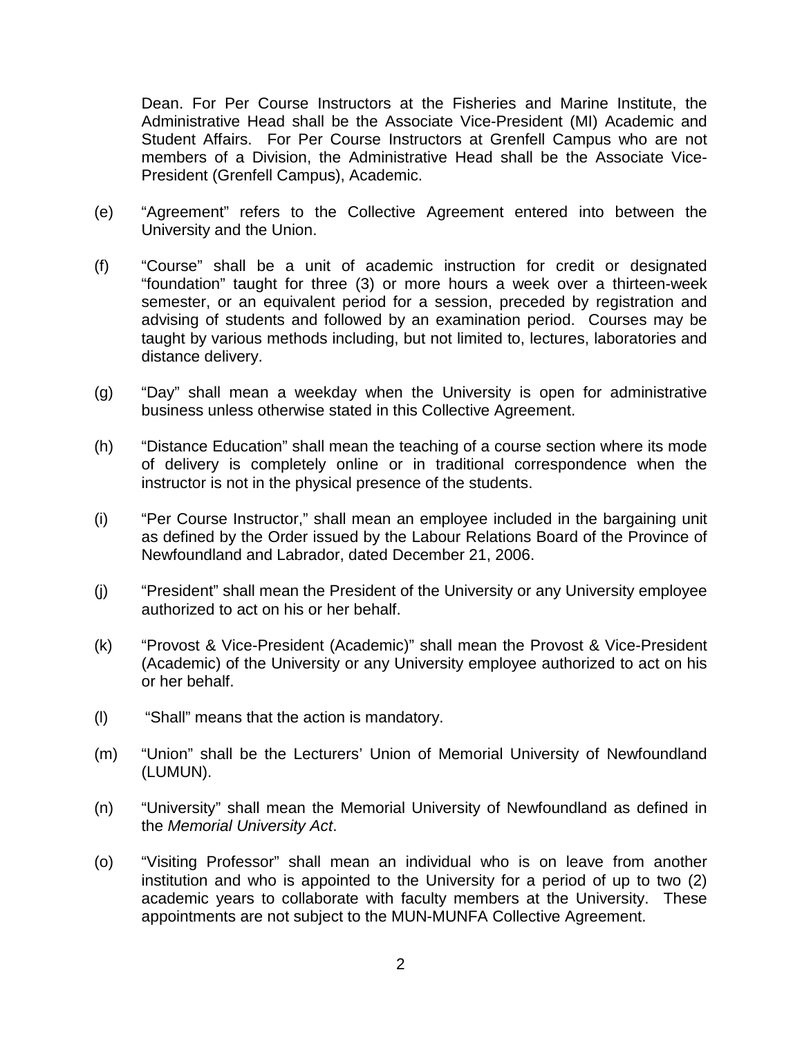Dean. For Per Course Instructors at the Fisheries and Marine Institute, the Administrative Head shall be the Associate Vice-President (MI) Academic and Student Affairs. For Per Course Instructors at Grenfell Campus who are not members of a Division, the Administrative Head shall be the Associate Vice-President (Grenfell Campus), Academic.

(e) "Agreement" refers to the Collective Agreement entered into between the University and the Union.

(f) "Course" shall be a unit of academic instruction for credit or designated "foundation" taught for three (3) or more hours a week over a thirteen-week semester, or an equivalent period for a session, preceded by registration and advising of students and followed by an examination period. Courses may be taught by various methods including, but not limited to, lectures, laboratories and distance delivery.

(g) "Day" shall mean a weekday when the University is open for administrative business unless otherwise stated in this Collective Agreement.

(h) "Distance Education" shall mean the teaching of a course section where its mode of delivery is completely online or in traditional correspondence when the instructor is not in the physical presence of the students.

(i) "Per Course Instructor," shall mean an employee included in the bargaining unit as defined by the Order issued by the Labour Relations Board of the Province of Newfoundland and Labrador, dated December 21, 2006.

(j) "President" shall mean the President of the University or any University employee authorized to act on his or her behalf.

(k) "Provost & Vice-President (Academic)" shall mean the Provost & Vice-President (Academic) of the University or any University employee authorized to act on his or her behalf.

(l) "Shall" means that the action is mandatory.

(m) "Union" shall be the Lecturers' Union of Memorial University of Newfoundland (LUMUN).

(n) "University" shall mean the Memorial University of Newfoundland as defined in the *Memorial University Act*.

(o) "Visiting Professor" shall mean an individual who is on leave from another institution and who is appointed to the University for a period of up to two (2) academic years to collaborate with faculty members at the University. These appointments are not subject to the MUN-MUNFA Collective Agreement.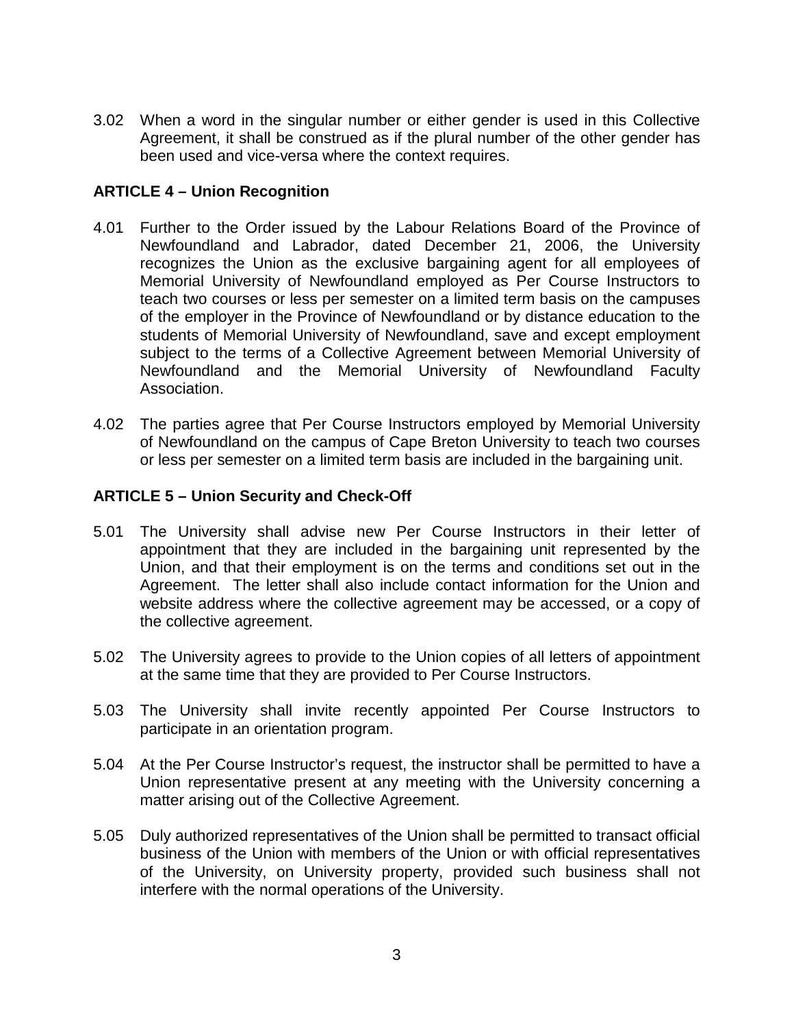3.02 When a word in the singular number or either gender is used in this Collective Agreement, it shall be construed as if the plural number of the other gender has been used and vice-versa where the context requires.

## ARTICLE 4 – Union Recognition

4.01 Further to the Order issued by the Labour Relations Board of the Province of Newfoundland and Labrador, dated December 21, 2006, the University recognizes the Union as the exclusive bargaining agent for all employees of Memorial University of Newfoundland employed as Per Course Instructors to teach two courses or less per semester on a limited term basis on the campuses of the employer in the Province of Newfoundland or by distance education to the students of Memorial University of Newfoundland, save and except employment subject to the terms of a Collective Agreement between Memorial University of Newfoundland and the Memorial University of Newfoundland Faculty Association.

4.02 The parties agree that Per Course Instructors employed by Memorial University of Newfoundland on the campus of Cape Breton University to teach two courses or less per semester on a limited term basis are included in the bargaining unit.

## ARTICLE 5 – Union Security and Check-Off

5.01 The University shall advise new Per Course Instructors in their letter of appointment that they are included in the bargaining unit represented by the Union, and that their employment is on the terms and conditions set out in the Agreement. The letter shall also include contact information for the Union and website address where the collective agreement may be accessed, or a copy of the collective agreement.

5.02 The University agrees to provide to the Union copies of all letters of appointment at the same time that they are provided to Per Course Instructors.

5.03 The University shall invite recently appointed Per Course Instructors to participate in an orientation program.

5.04 At the Per Course Instructor's request, the instructor shall be permitted to have a Union representative present at any meeting with the University concerning a matter arising out of the Collective Agreement.

5.05 Duly authorized representatives of the Union shall be permitted to transact official business of the Union with members of the Union or with official representatives of the University, on University property, provided such business shall not interfere with the normal operations of the University.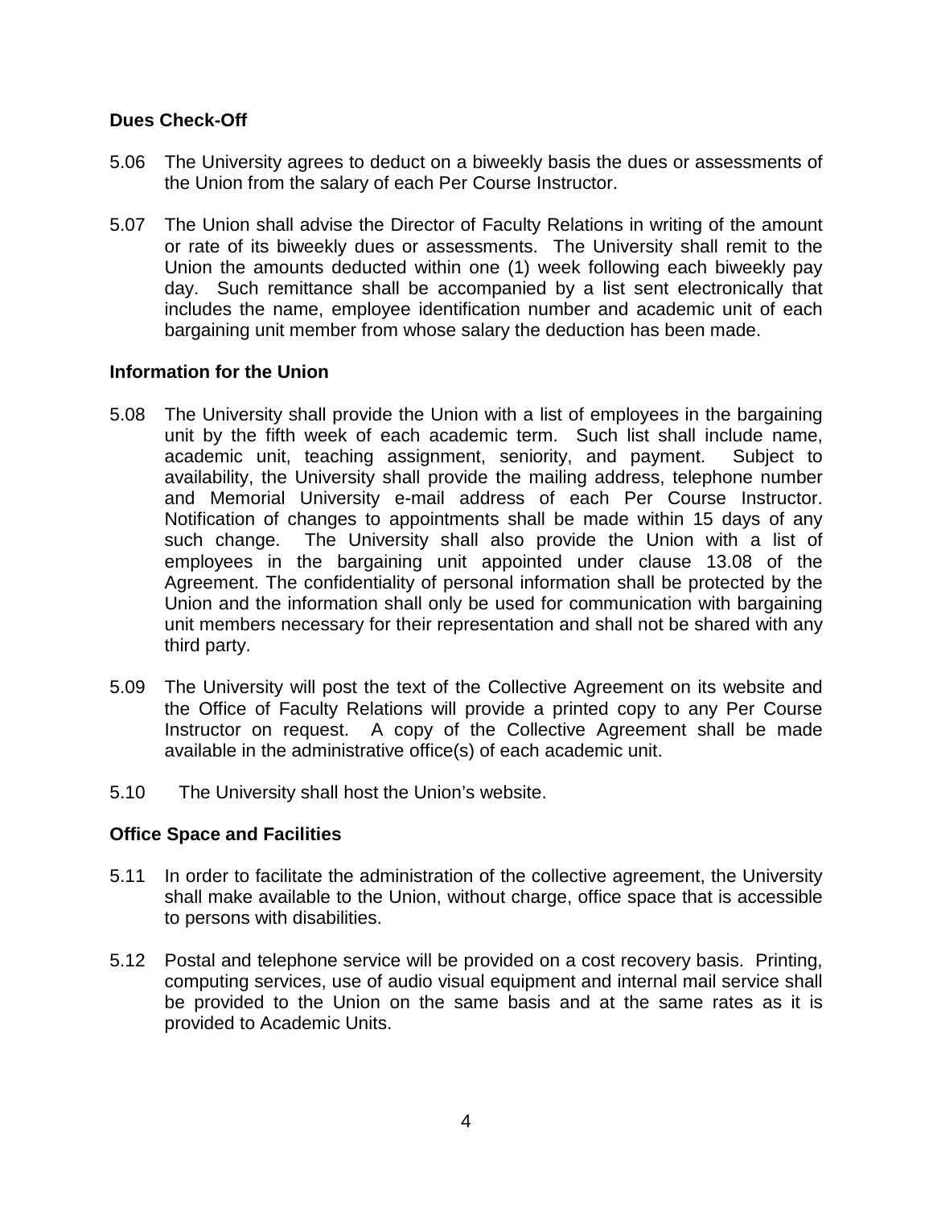### Dues Check-Off

5.06 The University agrees to deduct on a biweekly basis the dues or assessments of the Union from the salary of each Per Course Instructor.

5.07 The Union shall advise the Director of Faculty Relations in writing of the amount or rate of its biweekly dues or assessments. The University shall remit to the Union the amounts deducted within one (1) week following each biweekly pay day. Such remittance shall be accompanied by a list sent electronically that includes the name, employee identification number and academic unit of each bargaining unit member from whose salary the deduction has been made.

### Information for the Union

5.08 The University shall provide the Union with a list of employees in the bargaining unit by the fifth week of each academic term. Such list shall include name, academic unit, teaching assignment, seniority, and payment. Subject to availability, the University shall provide the mailing address, telephone number and Memorial University e-mail address of each Per Course Instructor. Notification of changes to appointments shall be made within 15 days of any such change. The University shall also provide the Union with a list of employees in the bargaining unit appointed under clause 13.08 of the Agreement. The confidentiality of personal information shall be protected by the Union and the information shall only be used for communication with bargaining unit members necessary for their representation and shall not be shared with any third party.

5.09 The University will post the text of the Collective Agreement on its website and the Office of Faculty Relations will provide a printed copy to any Per Course Instructor on request. A copy of the Collective Agreement shall be made available in the administrative office(s) of each academic unit.

5.10 The University shall host the Union's website.

### Office Space and Facilities

5.11 In order to facilitate the administration of the collective agreement, the University shall make available to the Union, without charge, office space that is accessible to persons with disabilities.

5.12 Postal and telephone service will be provided on a cost recovery basis. Printing, computing services, use of audio visual equipment and internal mail service shall be provided to the Union on the same basis and at the same rates as it is provided to Academic Units.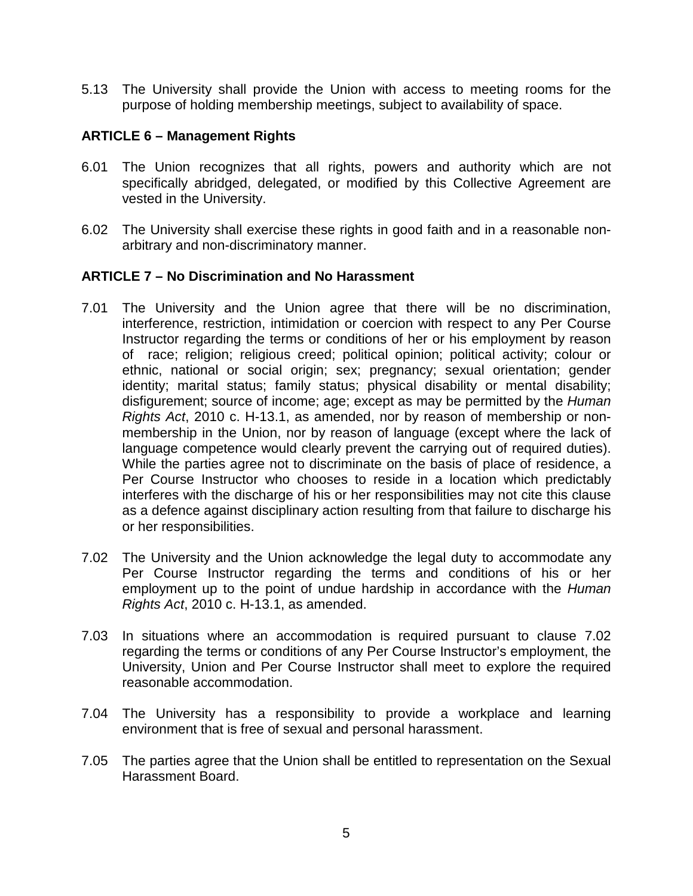5.13 The University shall provide the Union with access to meeting rooms for the purpose of holding membership meetings, subject to availability of space.

## ARTICLE 6 – Management Rights

6.01 The Union recognizes that all rights, powers and authority which are not specifically abridged, delegated, or modified by this Collective Agreement are vested in the University.

6.02 The University shall exercise these rights in good faith and in a reasonable non-arbitrary and non-discriminatory manner.

## ARTICLE 7 – No Discrimination and No Harassment

7.01 The University and the Union agree that there will be no discrimination, interference, restriction, intimidation or coercion with respect to any Per Course Instructor regarding the terms or conditions of her or his employment by reason of race; religion; religious creed; political opinion; political activity; colour or ethnic, national or social origin; sex; pregnancy; sexual orientation; gender identity; marital status; family status; physical disability or mental disability; disfigurement; source of income; age; except as may be permitted by the *Human Rights Act*, 2010 c. H-13.1, as amended, nor by reason of membership or non-membership in the Union, nor by reason of language (except where the lack of language competence would clearly prevent the carrying out of required duties). While the parties agree not to discriminate on the basis of place of residence, a Per Course Instructor who chooses to reside in a location which predictably interferes with the discharge of his or her responsibilities may not cite this clause as a defence against disciplinary action resulting from that failure to discharge his or her responsibilities.

7.02 The University and the Union acknowledge the legal duty to accommodate any Per Course Instructor regarding the terms and conditions of his or her employment up to the point of undue hardship in accordance with the *Human Rights Act*, 2010 c. H-13.1, as amended.

7.03 In situations where an accommodation is required pursuant to clause 7.02 regarding the terms or conditions of any Per Course Instructor's employment, the University, Union and Per Course Instructor shall meet to explore the required reasonable accommodation.

7.04 The University has a responsibility to provide a workplace and learning environment that is free of sexual and personal harassment.

7.05 The parties agree that the Union shall be entitled to representation on the Sexual Harassment Board.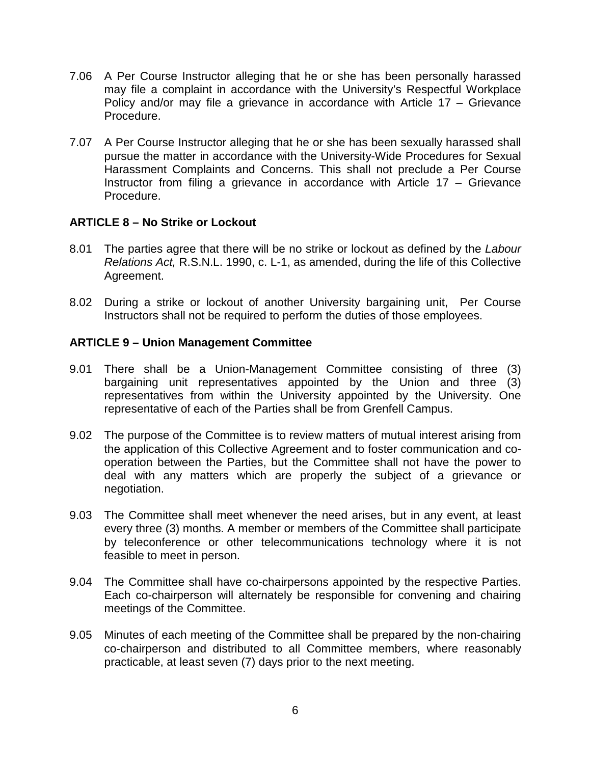7.06 A Per Course Instructor alleging that he or she has been personally harassed may file a complaint in accordance with the University's Respectful Workplace Policy and/or may file a grievance in accordance with Article 17 – Grievance Procedure.

7.07 A Per Course Instructor alleging that he or she has been sexually harassed shall pursue the matter in accordance with the University-Wide Procedures for Sexual Harassment Complaints and Concerns. This shall not preclude a Per Course Instructor from filing a grievance in accordance with Article 17 – Grievance Procedure.

## ARTICLE 8 – No Strike or Lockout

8.01 The parties agree that there will be no strike or lockout as defined by the *Labour Relations Act,* R.S.N.L. 1990, c. L-1, as amended, during the life of this Collective Agreement.

8.02 During a strike or lockout of another University bargaining unit, Per Course Instructors shall not be required to perform the duties of those employees.

## ARTICLE 9 – Union Management Committee

9.01 There shall be a Union-Management Committee consisting of three (3) bargaining unit representatives appointed by the Union and three (3) representatives from within the University appointed by the University. One representative of each of the Parties shall be from Grenfell Campus.

9.02 The purpose of the Committee is to review matters of mutual interest arising from the application of this Collective Agreement and to foster communication and co-operation between the Parties, but the Committee shall not have the power to deal with any matters which are properly the subject of a grievance or negotiation.

9.03 The Committee shall meet whenever the need arises, but in any event, at least every three (3) months. A member or members of the Committee shall participate by teleconference or other telecommunications technology where it is not feasible to meet in person.

9.04 The Committee shall have co-chairpersons appointed by the respective Parties. Each co-chairperson will alternately be responsible for convening and chairing meetings of the Committee.

9.05 Minutes of each meeting of the Committee shall be prepared by the non-chairing co-chairperson and distributed to all Committee members, where reasonably practicable, at least seven (7) days prior to the next meeting.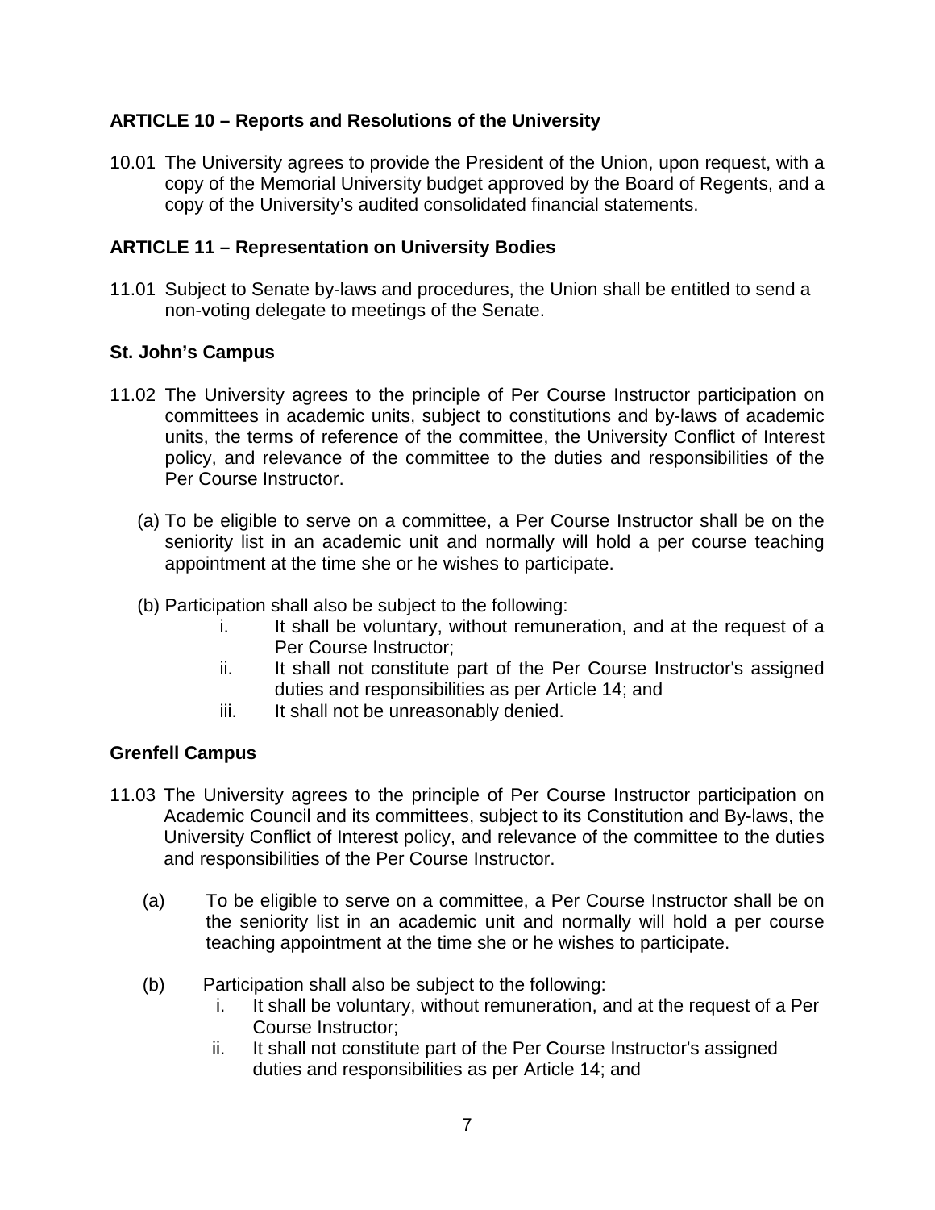## ARTICLE 10 – Reports and Resolutions of the University

10.01 The University agrees to provide the President of the Union, upon request, with a copy of the Memorial University budget approved by the Board of Regents, and a copy of the University's audited consolidated financial statements.

## ARTICLE 11 – Representation on University Bodies

11.01 Subject to Senate by-laws and procedures, the Union shall be entitled to send a non-voting delegate to meetings of the Senate.

### St. John's Campus

11.02 The University agrees to the principle of Per Course Instructor participation on committees in academic units, subject to constitutions and by-laws of academic units, the terms of reference of the committee, the University Conflict of Interest policy, and relevance of the committee to the duties and responsibilities of the Per Course Instructor.

(a) To be eligible to serve on a committee, a Per Course Instructor shall be on the seniority list in an academic unit and normally will hold a per course teaching appointment at the time she or he wishes to participate.

(b) Participation shall also be subject to the following:

i. It shall be voluntary, without remuneration, and at the request of a Per Course Instructor;

ii. It shall not constitute part of the Per Course Instructor's assigned duties and responsibilities as per Article 14; and

iii. It shall not be unreasonably denied.

### Grenfell Campus

11.03 The University agrees to the principle of Per Course Instructor participation on Academic Council and its committees, subject to its Constitution and By-laws, the University Conflict of Interest policy, and relevance of the committee to the duties and responsibilities of the Per Course Instructor.

(a) To be eligible to serve on a committee, a Per Course Instructor shall be on the seniority list in an academic unit and normally will hold a per course teaching appointment at the time she or he wishes to participate.

(b) Participation shall also be subject to the following:

i. It shall be voluntary, without remuneration, and at the request of a Per Course Instructor;

ii. It shall not constitute part of the Per Course Instructor's assigned duties and responsibilities as per Article 14; and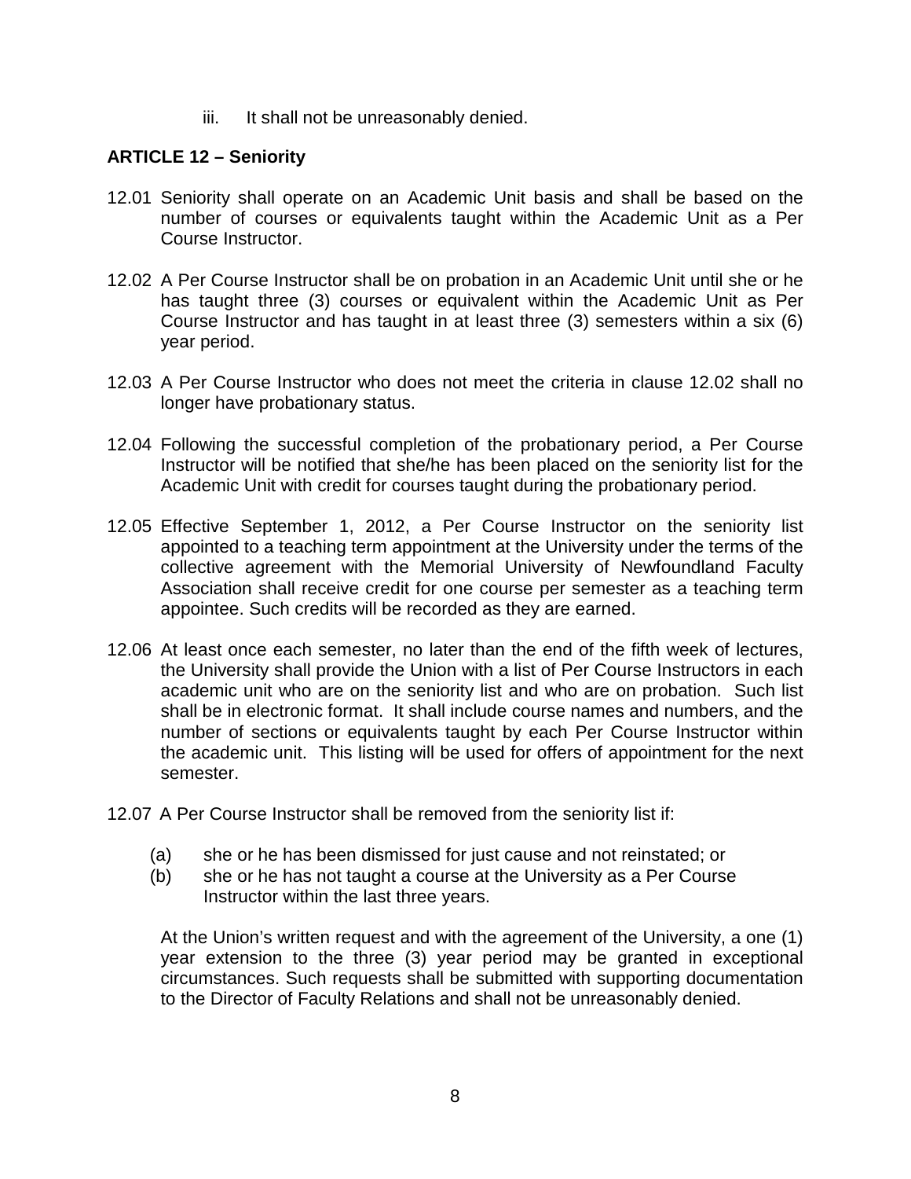iii. It shall not be unreasonably denied.

## ARTICLE 12 – Seniority

12.01 Seniority shall operate on an Academic Unit basis and shall be based on the number of courses or equivalents taught within the Academic Unit as a Per Course Instructor.

12.02 A Per Course Instructor shall be on probation in an Academic Unit until she or he has taught three (3) courses or equivalent within the Academic Unit as Per Course Instructor and has taught in at least three (3) semesters within a six (6) year period.

12.03 A Per Course Instructor who does not meet the criteria in clause 12.02 shall no longer have probationary status.

12.04 Following the successful completion of the probationary period, a Per Course Instructor will be notified that she/he has been placed on the seniority list for the Academic Unit with credit for courses taught during the probationary period.

12.05 Effective September 1, 2012, a Per Course Instructor on the seniority list appointed to a teaching term appointment at the University under the terms of the collective agreement with the Memorial University of Newfoundland Faculty Association shall receive credit for one course per semester as a teaching term appointee. Such credits will be recorded as they are earned.

12.06 At least once each semester, no later than the end of the fifth week of lectures, the University shall provide the Union with a list of Per Course Instructors in each academic unit who are on the seniority list and who are on probation. Such list shall be in electronic format. It shall include course names and numbers, and the number of sections or equivalents taught by each Per Course Instructor within the academic unit. This listing will be used for offers of appointment for the next semester.

12.07 A Per Course Instructor shall be removed from the seniority list if:

(a) she or he has been dismissed for just cause and not reinstated; or
(b) she or he has not taught a course at the University as a Per Course Instructor within the last three years.

At the Union's written request and with the agreement of the University, a one (1) year extension to the three (3) year period may be granted in exceptional circumstances. Such requests shall be submitted with supporting documentation to the Director of Faculty Relations and shall not be unreasonably denied.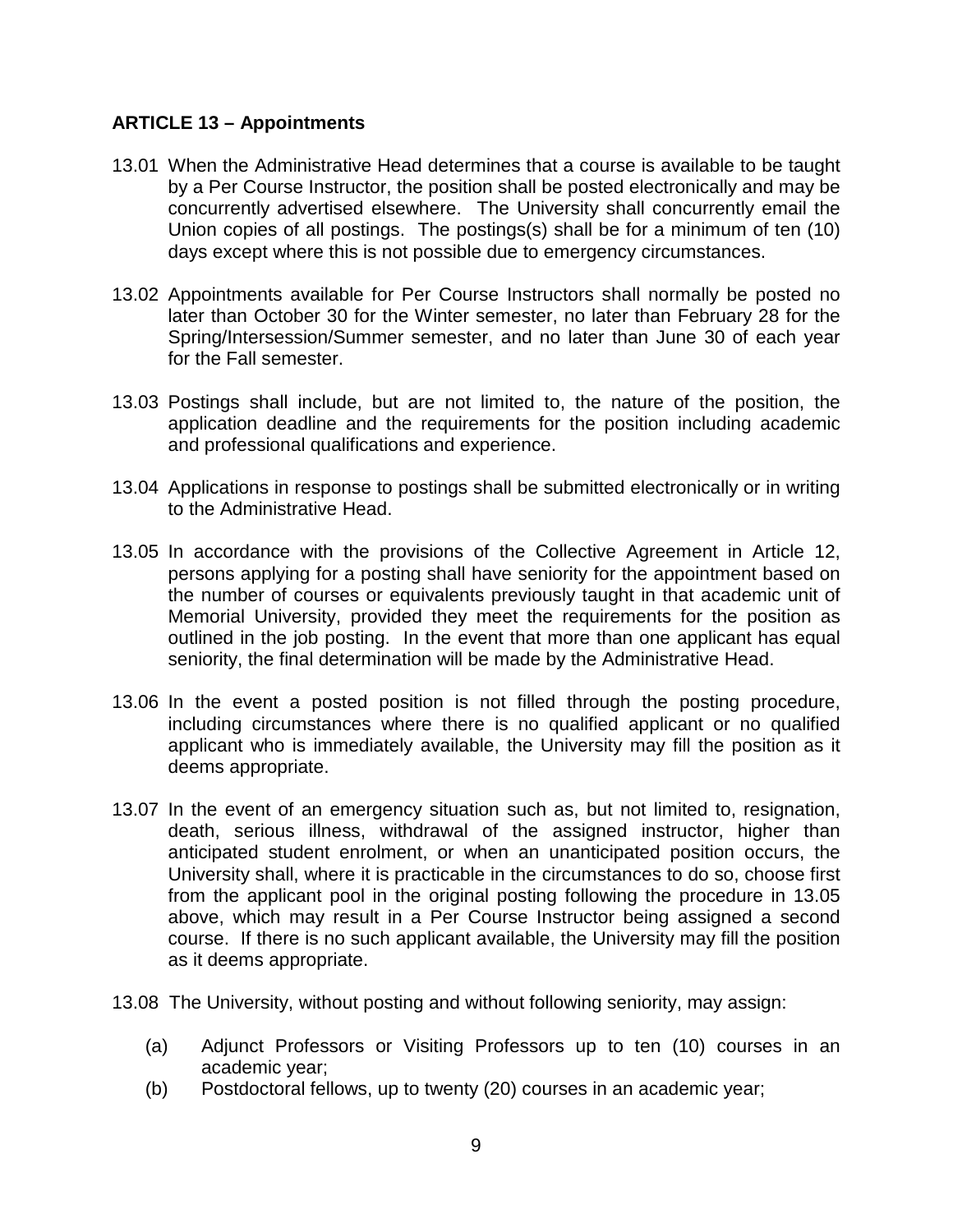## ARTICLE 13 – Appointments

13.01 When the Administrative Head determines that a course is available to be taught by a Per Course Instructor, the position shall be posted electronically and may be concurrently advertised elsewhere. The University shall concurrently email the Union copies of all postings. The postings(s) shall be for a minimum of ten (10) days except where this is not possible due to emergency circumstances.

13.02 Appointments available for Per Course Instructors shall normally be posted no later than October 30 for the Winter semester, no later than February 28 for the Spring/Intersession/Summer semester, and no later than June 30 of each year for the Fall semester.

13.03 Postings shall include, but are not limited to, the nature of the position, the application deadline and the requirements for the position including academic and professional qualifications and experience.

13.04 Applications in response to postings shall be submitted electronically or in writing to the Administrative Head.

13.05 In accordance with the provisions of the Collective Agreement in Article 12, persons applying for a posting shall have seniority for the appointment based on the number of courses or equivalents previously taught in that academic unit of Memorial University, provided they meet the requirements for the position as outlined in the job posting. In the event that more than one applicant has equal seniority, the final determination will be made by the Administrative Head.

13.06 In the event a posted position is not filled through the posting procedure, including circumstances where there is no qualified applicant or no qualified applicant who is immediately available, the University may fill the position as it deems appropriate.

13.07 In the event of an emergency situation such as, but not limited to, resignation, death, serious illness, withdrawal of the assigned instructor, higher than anticipated student enrolment, or when an unanticipated position occurs, the University shall, where it is practicable in the circumstances to do so, choose first from the applicant pool in the original posting following the procedure in 13.05 above, which may result in a Per Course Instructor being assigned a second course. If there is no such applicant available, the University may fill the position as it deems appropriate.

13.08 The University, without posting and without following seniority, may assign:

(a) Adjunct Professors or Visiting Professors up to ten (10) courses in an academic year;

(b) Postdoctoral fellows, up to twenty (20) courses in an academic year;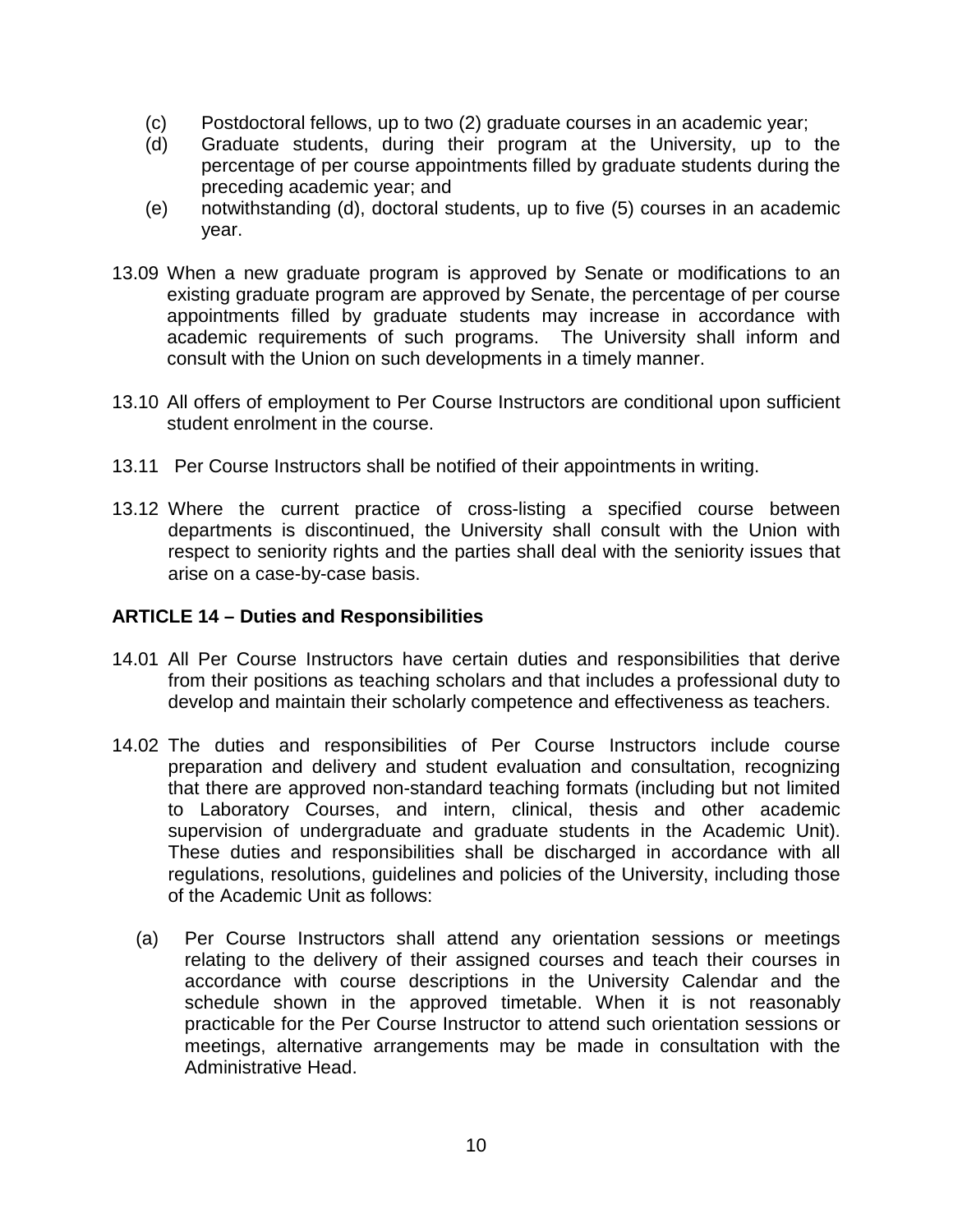(c) Postdoctoral fellows, up to two (2) graduate courses in an academic year;

(d) Graduate students, during their program at the University, up to the percentage of per course appointments filled by graduate students during the preceding academic year; and

(e) notwithstanding (d), doctoral students, up to five (5) courses in an academic year.

13.09 When a new graduate program is approved by Senate or modifications to an existing graduate program are approved by Senate, the percentage of per course appointments filled by graduate students may increase in accordance with academic requirements of such programs. The University shall inform and consult with the Union on such developments in a timely manner.

13.10 All offers of employment to Per Course Instructors are conditional upon sufficient student enrolment in the course.

13.11 Per Course Instructors shall be notified of their appointments in writing.

13.12 Where the current practice of cross-listing a specified course between departments is discontinued, the University shall consult with the Union with respect to seniority rights and the parties shall deal with the seniority issues that arise on a case-by-case basis.

## ARTICLE 14 – Duties and Responsibilities

14.01 All Per Course Instructors have certain duties and responsibilities that derive from their positions as teaching scholars and that includes a professional duty to develop and maintain their scholarly competence and effectiveness as teachers.

14.02 The duties and responsibilities of Per Course Instructors include course preparation and delivery and student evaluation and consultation, recognizing that there are approved non-standard teaching formats (including but not limited to Laboratory Courses, and intern, clinical, thesis and other academic supervision of undergraduate and graduate students in the Academic Unit). These duties and responsibilities shall be discharged in accordance with all regulations, resolutions, guidelines and policies of the University, including those of the Academic Unit as follows:

(a) Per Course Instructors shall attend any orientation sessions or meetings relating to the delivery of their assigned courses and teach their courses in accordance with course descriptions in the University Calendar and the schedule shown in the approved timetable. When it is not reasonably practicable for the Per Course Instructor to attend such orientation sessions or meetings, alternative arrangements may be made in consultation with the Administrative Head.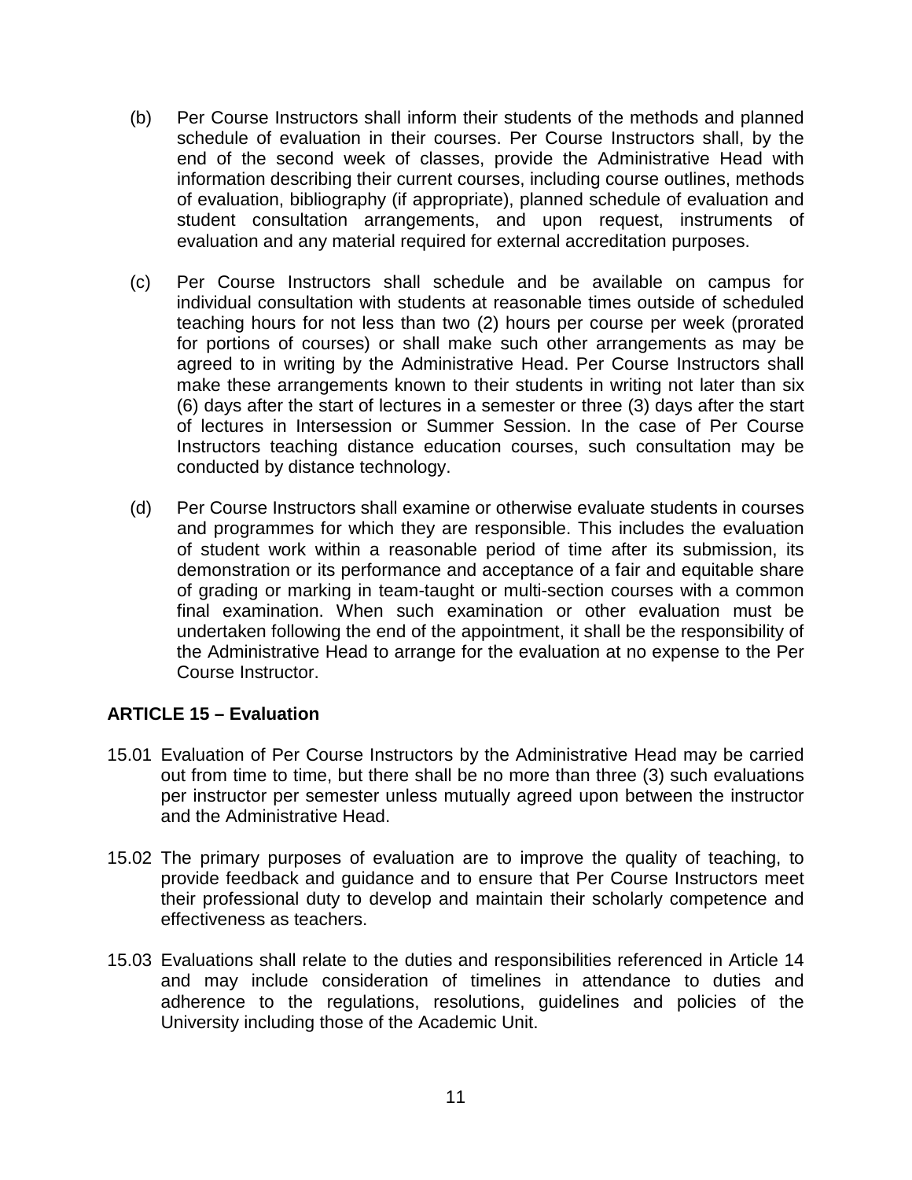(b) Per Course Instructors shall inform their students of the methods and planned schedule of evaluation in their courses. Per Course Instructors shall, by the end of the second week of classes, provide the Administrative Head with information describing their current courses, including course outlines, methods of evaluation, bibliography (if appropriate), planned schedule of evaluation and student consultation arrangements, and upon request, instruments of evaluation and any material required for external accreditation purposes.

(c) Per Course Instructors shall schedule and be available on campus for individual consultation with students at reasonable times outside of scheduled teaching hours for not less than two (2) hours per course per week (prorated for portions of courses) or shall make such other arrangements as may be agreed to in writing by the Administrative Head. Per Course Instructors shall make these arrangements known to their students in writing not later than six (6) days after the start of lectures in a semester or three (3) days after the start of lectures in Intersession or Summer Session. In the case of Per Course Instructors teaching distance education courses, such consultation may be conducted by distance technology.

(d) Per Course Instructors shall examine or otherwise evaluate students in courses and programmes for which they are responsible. This includes the evaluation of student work within a reasonable period of time after its submission, its demonstration or its performance and acceptance of a fair and equitable share of grading or marking in team-taught or multi-section courses with a common final examination. When such examination or other evaluation must be undertaken following the end of the appointment, it shall be the responsibility of the Administrative Head to arrange for the evaluation at no expense to the Per Course Instructor.

## ARTICLE 15 – Evaluation

15.01 Evaluation of Per Course Instructors by the Administrative Head may be carried out from time to time, but there shall be no more than three (3) such evaluations per instructor per semester unless mutually agreed upon between the instructor and the Administrative Head.

15.02 The primary purposes of evaluation are to improve the quality of teaching, to provide feedback and guidance and to ensure that Per Course Instructors meet their professional duty to develop and maintain their scholarly competence and effectiveness as teachers.

15.03 Evaluations shall relate to the duties and responsibilities referenced in Article 14 and may include consideration of timelines in attendance to duties and adherence to the regulations, resolutions, guidelines and policies of the University including those of the Academic Unit.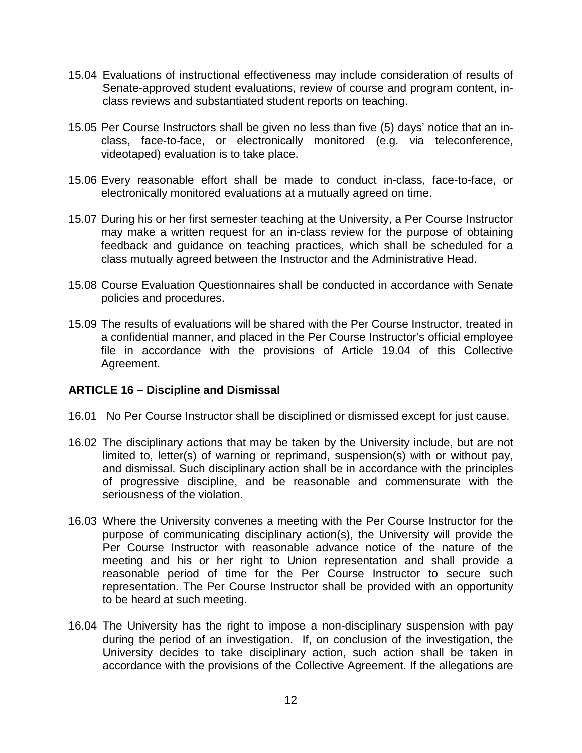15.04 Evaluations of instructional effectiveness may include consideration of results of Senate-approved student evaluations, review of course and program content, in-class reviews and substantiated student reports on teaching.

15.05 Per Course Instructors shall be given no less than five (5) days' notice that an in-class, face-to-face, or electronically monitored (e.g. via teleconference, videotaped) evaluation is to take place.

15.06 Every reasonable effort shall be made to conduct in-class, face-to-face, or electronically monitored evaluations at a mutually agreed on time.

15.07 During his or her first semester teaching at the University, a Per Course Instructor may make a written request for an in-class review for the purpose of obtaining feedback and guidance on teaching practices, which shall be scheduled for a class mutually agreed between the Instructor and the Administrative Head.

15.08 Course Evaluation Questionnaires shall be conducted in accordance with Senate policies and procedures.

15.09 The results of evaluations will be shared with the Per Course Instructor, treated in a confidential manner, and placed in the Per Course Instructor's official employee file in accordance with the provisions of Article 19.04 of this Collective Agreement.

## ARTICLE 16 – Discipline and Dismissal

16.01 No Per Course Instructor shall be disciplined or dismissed except for just cause.

16.02 The disciplinary actions that may be taken by the University include, but are not limited to, letter(s) of warning or reprimand, suspension(s) with or without pay, and dismissal. Such disciplinary action shall be in accordance with the principles of progressive discipline, and be reasonable and commensurate with the seriousness of the violation.

16.03 Where the University convenes a meeting with the Per Course Instructor for the purpose of communicating disciplinary action(s), the University will provide the Per Course Instructor with reasonable advance notice of the nature of the meeting and his or her right to Union representation and shall provide a reasonable period of time for the Per Course Instructor to secure such representation. The Per Course Instructor shall be provided with an opportunity to be heard at such meeting.

16.04 The University has the right to impose a non-disciplinary suspension with pay during the period of an investigation. If, on conclusion of the investigation, the University decides to take disciplinary action, such action shall be taken in accordance with the provisions of the Collective Agreement. If the allegations are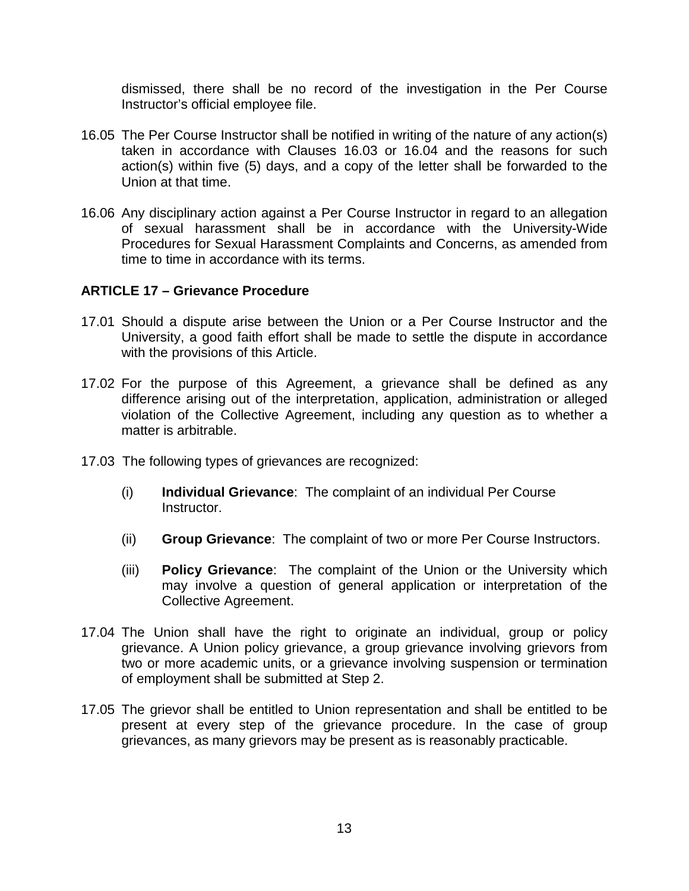dismissed, there shall be no record of the investigation in the Per Course Instructor's official employee file.

16.05 The Per Course Instructor shall be notified in writing of the nature of any action(s) taken in accordance with Clauses 16.03 or 16.04 and the reasons for such action(s) within five (5) days, and a copy of the letter shall be forwarded to the Union at that time.

16.06 Any disciplinary action against a Per Course Instructor in regard to an allegation of sexual harassment shall be in accordance with the University-Wide Procedures for Sexual Harassment Complaints and Concerns, as amended from time to time in accordance with its terms.

## ARTICLE 17 – Grievance Procedure

17.01 Should a dispute arise between the Union or a Per Course Instructor and the University, a good faith effort shall be made to settle the dispute in accordance with the provisions of this Article.

17.02 For the purpose of this Agreement, a grievance shall be defined as any difference arising out of the interpretation, application, administration or alleged violation of the Collective Agreement, including any question as to whether a matter is arbitrable.

17.03 The following types of grievances are recognized:

(i) **Individual Grievance**: The complaint of an individual Per Course Instructor.

(ii) **Group Grievance**: The complaint of two or more Per Course Instructors.

(iii) **Policy Grievance**: The complaint of the Union or the University which may involve a question of general application or interpretation of the Collective Agreement.

17.04 The Union shall have the right to originate an individual, group or policy grievance. A Union policy grievance, a group grievance involving grievors from two or more academic units, or a grievance involving suspension or termination of employment shall be submitted at Step 2.

17.05 The grievor shall be entitled to Union representation and shall be entitled to be present at every step of the grievance procedure. In the case of group grievances, as many grievors may be present as is reasonably practicable.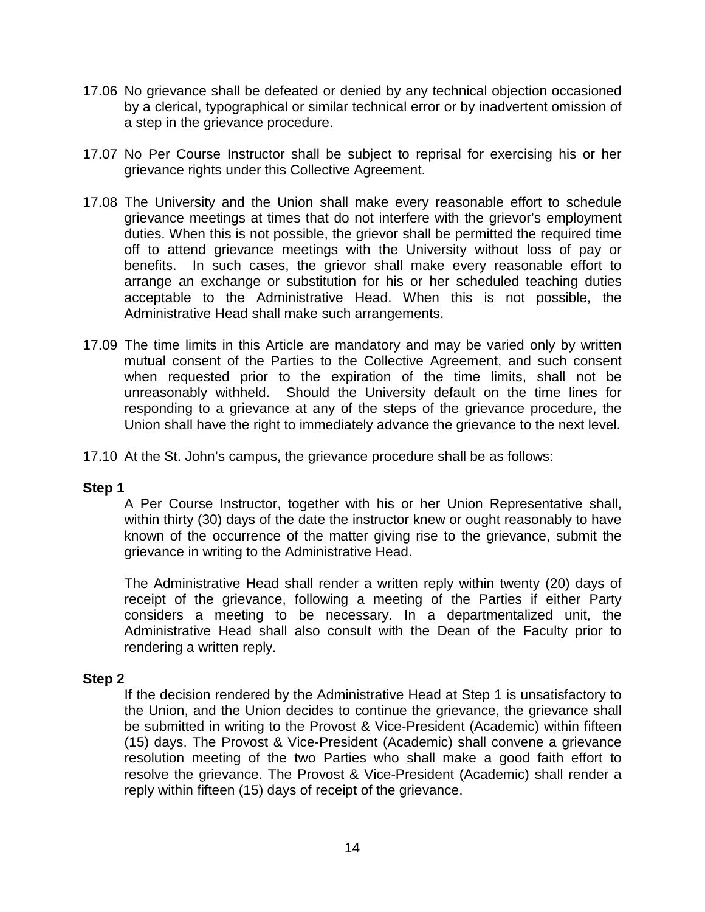17.06 No grievance shall be defeated or denied by any technical objection occasioned by a clerical, typographical or similar technical error or by inadvertent omission of a step in the grievance procedure.

17.07 No Per Course Instructor shall be subject to reprisal for exercising his or her grievance rights under this Collective Agreement.

17.08 The University and the Union shall make every reasonable effort to schedule grievance meetings at times that do not interfere with the grievor's employment duties. When this is not possible, the grievor shall be permitted the required time off to attend grievance meetings with the University without loss of pay or benefits. In such cases, the grievor shall make every reasonable effort to arrange an exchange or substitution for his or her scheduled teaching duties acceptable to the Administrative Head. When this is not possible, the Administrative Head shall make such arrangements.

17.09 The time limits in this Article are mandatory and may be varied only by written mutual consent of the Parties to the Collective Agreement, and such consent when requested prior to the expiration of the time limits, shall not be unreasonably withheld. Should the University default on the time lines for responding to a grievance at any of the steps of the grievance procedure, the Union shall have the right to immediately advance the grievance to the next level.

17.10 At the St. John's campus, the grievance procedure shall be as follows:

**Step 1**

A Per Course Instructor, together with his or her Union Representative shall, within thirty (30) days of the date the instructor knew or ought reasonably to have known of the occurrence of the matter giving rise to the grievance, submit the grievance in writing to the Administrative Head.

The Administrative Head shall render a written reply within twenty (20) days of receipt of the grievance, following a meeting of the Parties if either Party considers a meeting to be necessary. In a departmentalized unit, the Administrative Head shall also consult with the Dean of the Faculty prior to rendering a written reply.

**Step 2**

If the decision rendered by the Administrative Head at Step 1 is unsatisfactory to the Union, and the Union decides to continue the grievance, the grievance shall be submitted in writing to the Provost & Vice-President (Academic) within fifteen (15) days. The Provost & Vice-President (Academic) shall convene a grievance resolution meeting of the two Parties who shall make a good faith effort to resolve the grievance. The Provost & Vice-President (Academic) shall render a reply within fifteen (15) days of receipt of the grievance.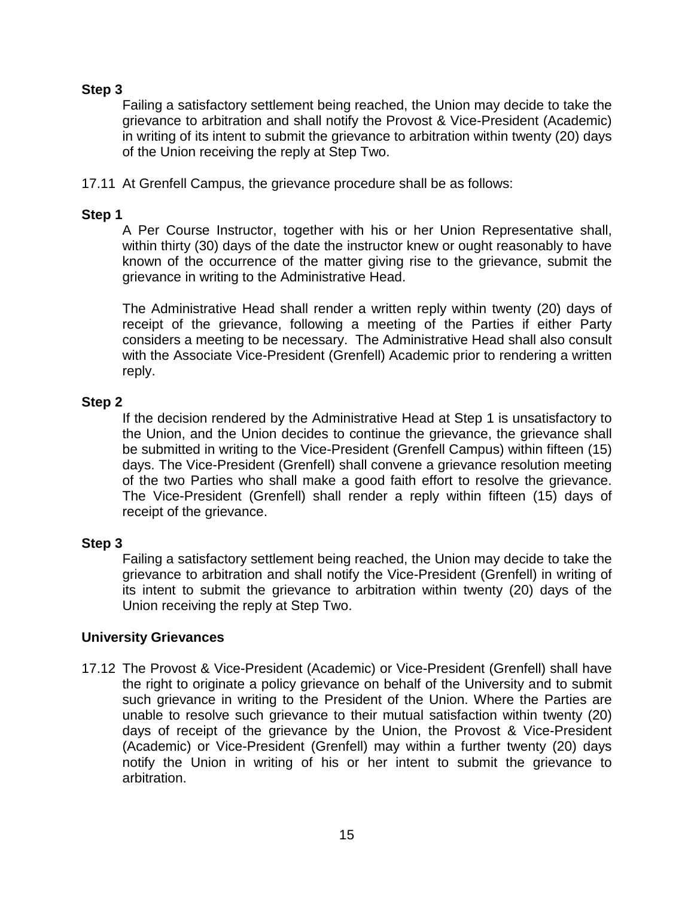**Step 3**

Failing a satisfactory settlement being reached, the Union may decide to take the grievance to arbitration and shall notify the Provost & Vice-President (Academic) in writing of its intent to submit the grievance to arbitration within twenty (20) days of the Union receiving the reply at Step Two.

17.11 At Grenfell Campus, the grievance procedure shall be as follows:

**Step 1**

A Per Course Instructor, together with his or her Union Representative shall, within thirty (30) days of the date the instructor knew or ought reasonably to have known of the occurrence of the matter giving rise to the grievance, submit the grievance in writing to the Administrative Head.

The Administrative Head shall render a written reply within twenty (20) days of receipt of the grievance, following a meeting of the Parties if either Party considers a meeting to be necessary. The Administrative Head shall also consult with the Associate Vice-President (Grenfell) Academic prior to rendering a written reply.

**Step 2**

If the decision rendered by the Administrative Head at Step 1 is unsatisfactory to the Union, and the Union decides to continue the grievance, the grievance shall be submitted in writing to the Vice-President (Grenfell Campus) within fifteen (15) days. The Vice-President (Grenfell) shall convene a grievance resolution meeting of the two Parties who shall make a good faith effort to resolve the grievance. The Vice-President (Grenfell) shall render a reply within fifteen (15) days of receipt of the grievance.

**Step 3**

Failing a satisfactory settlement being reached, the Union may decide to take the grievance to arbitration and shall notify the Vice-President (Grenfell) in writing of its intent to submit the grievance to arbitration within twenty (20) days of the Union receiving the reply at Step Two.

**University Grievances**

17.12 The Provost & Vice-President (Academic) or Vice-President (Grenfell) shall have the right to originate a policy grievance on behalf of the University and to submit such grievance in writing to the President of the Union. Where the Parties are unable to resolve such grievance to their mutual satisfaction within twenty (20) days of receipt of the grievance by the Union, the Provost & Vice-President (Academic) or Vice-President (Grenfell) may within a further twenty (20) days notify the Union in writing of his or her intent to submit the grievance to arbitration.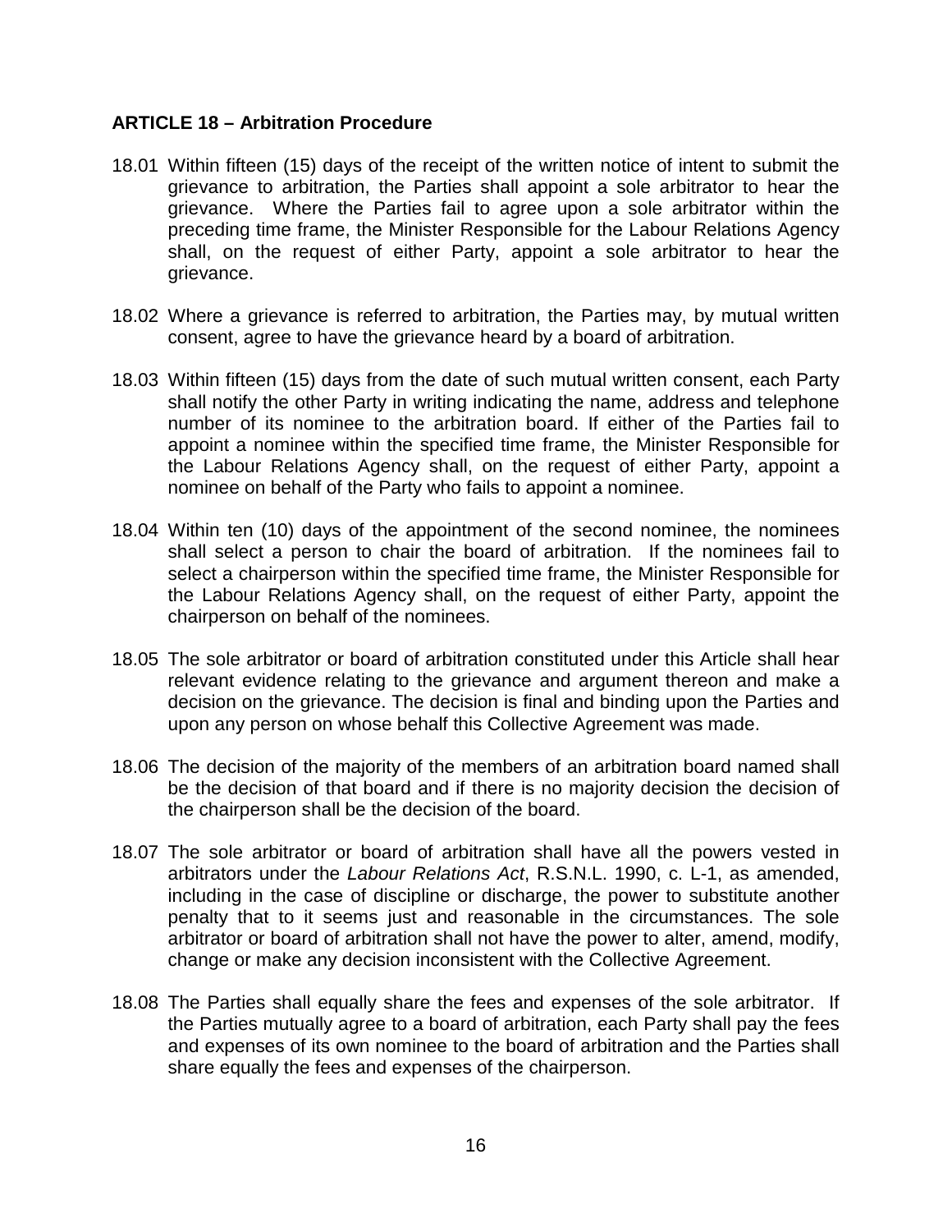## ARTICLE 18 – Arbitration Procedure

18.01 Within fifteen (15) days of the receipt of the written notice of intent to submit the grievance to arbitration, the Parties shall appoint a sole arbitrator to hear the grievance. Where the Parties fail to agree upon a sole arbitrator within the preceding time frame, the Minister Responsible for the Labour Relations Agency shall, on the request of either Party, appoint a sole arbitrator to hear the grievance.

18.02 Where a grievance is referred to arbitration, the Parties may, by mutual written consent, agree to have the grievance heard by a board of arbitration.

18.03 Within fifteen (15) days from the date of such mutual written consent, each Party shall notify the other Party in writing indicating the name, address and telephone number of its nominee to the arbitration board. If either of the Parties fail to appoint a nominee within the specified time frame, the Minister Responsible for the Labour Relations Agency shall, on the request of either Party, appoint a nominee on behalf of the Party who fails to appoint a nominee.

18.04 Within ten (10) days of the appointment of the second nominee, the nominees shall select a person to chair the board of arbitration. If the nominees fail to select a chairperson within the specified time frame, the Minister Responsible for the Labour Relations Agency shall, on the request of either Party, appoint the chairperson on behalf of the nominees.

18.05 The sole arbitrator or board of arbitration constituted under this Article shall hear relevant evidence relating to the grievance and argument thereon and make a decision on the grievance. The decision is final and binding upon the Parties and upon any person on whose behalf this Collective Agreement was made.

18.06 The decision of the majority of the members of an arbitration board named shall be the decision of that board and if there is no majority decision the decision of the chairperson shall be the decision of the board.

18.07 The sole arbitrator or board of arbitration shall have all the powers vested in arbitrators under the *Labour Relations Act*, R.S.N.L. 1990, c. L-1, as amended, including in the case of discipline or discharge, the power to substitute another penalty that to it seems just and reasonable in the circumstances. The sole arbitrator or board of arbitration shall not have the power to alter, amend, modify, change or make any decision inconsistent with the Collective Agreement.

18.08 The Parties shall equally share the fees and expenses of the sole arbitrator. If the Parties mutually agree to a board of arbitration, each Party shall pay the fees and expenses of its own nominee to the board of arbitration and the Parties shall share equally the fees and expenses of the chairperson.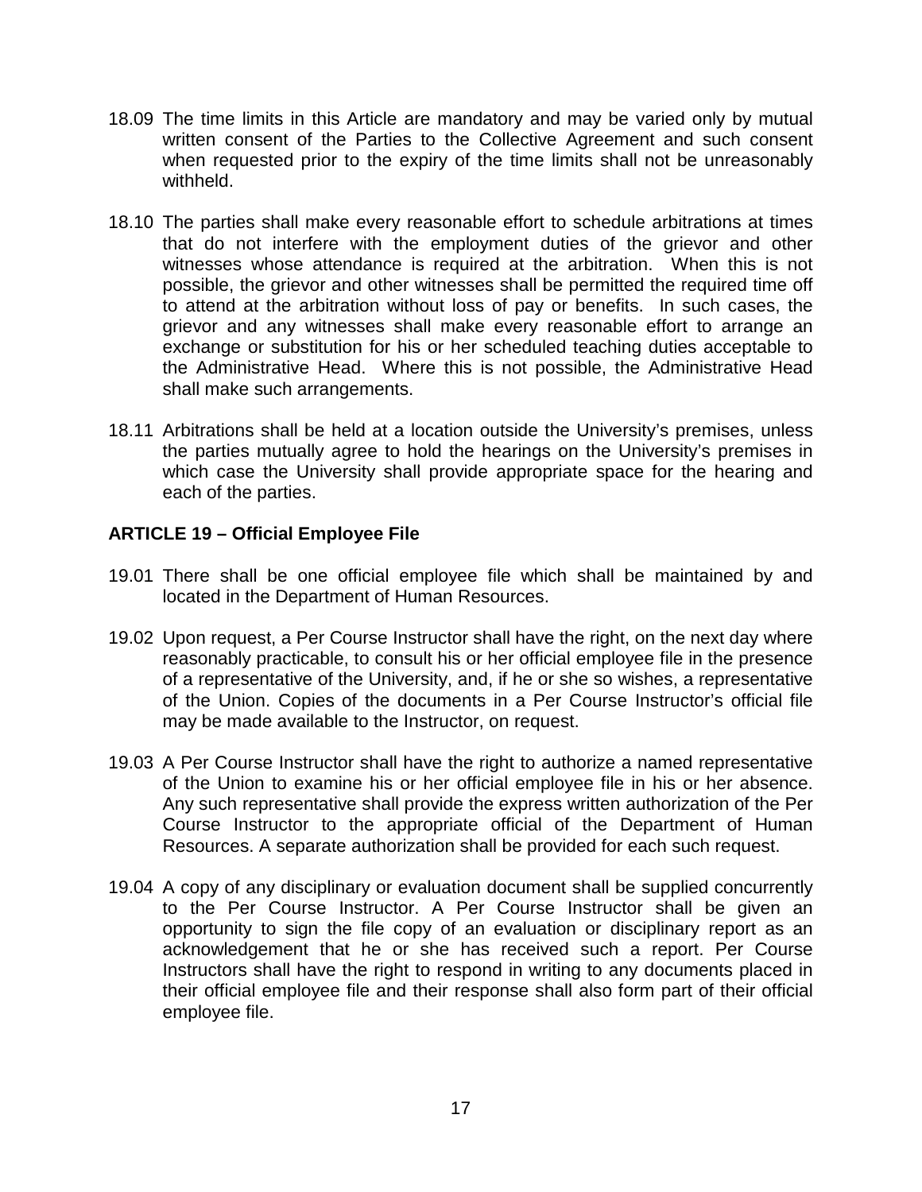18.09 The time limits in this Article are mandatory and may be varied only by mutual written consent of the Parties to the Collective Agreement and such consent when requested prior to the expiry of the time limits shall not be unreasonably withheld.

18.10 The parties shall make every reasonable effort to schedule arbitrations at times that do not interfere with the employment duties of the grievor and other witnesses whose attendance is required at the arbitration. When this is not possible, the grievor and other witnesses shall be permitted the required time off to attend at the arbitration without loss of pay or benefits. In such cases, the grievor and any witnesses shall make every reasonable effort to arrange an exchange or substitution for his or her scheduled teaching duties acceptable to the Administrative Head. Where this is not possible, the Administrative Head shall make such arrangements.

18.11 Arbitrations shall be held at a location outside the University's premises, unless the parties mutually agree to hold the hearings on the University's premises in which case the University shall provide appropriate space for the hearing and each of the parties.

### ARTICLE 19 – Official Employee File

19.01 There shall be one official employee file which shall be maintained by and located in the Department of Human Resources.

19.02 Upon request, a Per Course Instructor shall have the right, on the next day where reasonably practicable, to consult his or her official employee file in the presence of a representative of the University, and, if he or she so wishes, a representative of the Union. Copies of the documents in a Per Course Instructor's official file may be made available to the Instructor, on request.

19.03 A Per Course Instructor shall have the right to authorize a named representative of the Union to examine his or her official employee file in his or her absence. Any such representative shall provide the express written authorization of the Per Course Instructor to the appropriate official of the Department of Human Resources. A separate authorization shall be provided for each such request.

19.04 A copy of any disciplinary or evaluation document shall be supplied concurrently to the Per Course Instructor. A Per Course Instructor shall be given an opportunity to sign the file copy of an evaluation or disciplinary report as an acknowledgement that he or she has received such a report. Per Course Instructors shall have the right to respond in writing to any documents placed in their official employee file and their response shall also form part of their official employee file.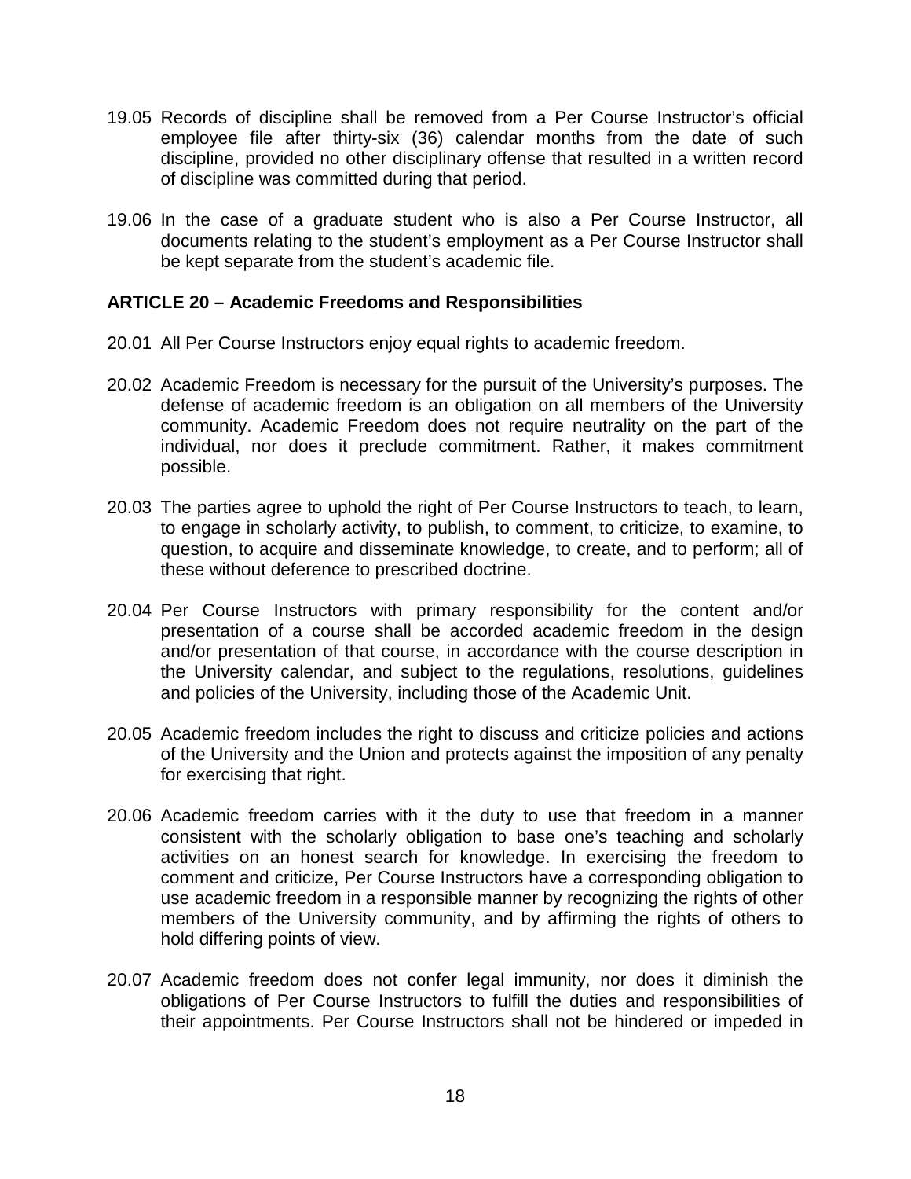19.05 Records of discipline shall be removed from a Per Course Instructor's official employee file after thirty-six (36) calendar months from the date of such discipline, provided no other disciplinary offense that resulted in a written record of discipline was committed during that period.

19.06 In the case of a graduate student who is also a Per Course Instructor, all documents relating to the student's employment as a Per Course Instructor shall be kept separate from the student's academic file.

## ARTICLE 20 – Academic Freedoms and Responsibilities

20.01 All Per Course Instructors enjoy equal rights to academic freedom.

20.02 Academic Freedom is necessary for the pursuit of the University's purposes. The defense of academic freedom is an obligation on all members of the University community. Academic Freedom does not require neutrality on the part of the individual, nor does it preclude commitment. Rather, it makes commitment possible.

20.03 The parties agree to uphold the right of Per Course Instructors to teach, to learn, to engage in scholarly activity, to publish, to comment, to criticize, to examine, to question, to acquire and disseminate knowledge, to create, and to perform; all of these without deference to prescribed doctrine.

20.04 Per Course Instructors with primary responsibility for the content and/or presentation of a course shall be accorded academic freedom in the design and/or presentation of that course, in accordance with the course description in the University calendar, and subject to the regulations, resolutions, guidelines and policies of the University, including those of the Academic Unit.

20.05 Academic freedom includes the right to discuss and criticize policies and actions of the University and the Union and protects against the imposition of any penalty for exercising that right.

20.06 Academic freedom carries with it the duty to use that freedom in a manner consistent with the scholarly obligation to base one's teaching and scholarly activities on an honest search for knowledge. In exercising the freedom to comment and criticize, Per Course Instructors have a corresponding obligation to use academic freedom in a responsible manner by recognizing the rights of other members of the University community, and by affirming the rights of others to hold differing points of view.

20.07 Academic freedom does not confer legal immunity, nor does it diminish the obligations of Per Course Instructors to fulfill the duties and responsibilities of their appointments. Per Course Instructors shall not be hindered or impeded in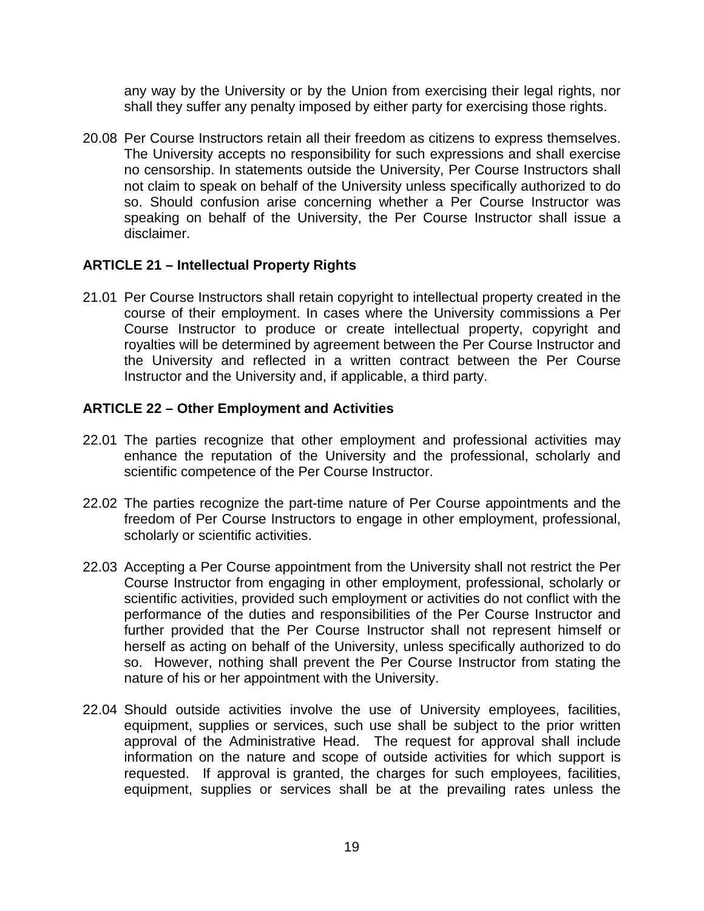any way by the University or by the Union from exercising their legal rights, nor shall they suffer any penalty imposed by either party for exercising those rights.

20.08 Per Course Instructors retain all their freedom as citizens to express themselves. The University accepts no responsibility for such expressions and shall exercise no censorship. In statements outside the University, Per Course Instructors shall not claim to speak on behalf of the University unless specifically authorized to do so. Should confusion arise concerning whether a Per Course Instructor was speaking on behalf of the University, the Per Course Instructor shall issue a disclaimer.

## ARTICLE 21 – Intellectual Property Rights

21.01 Per Course Instructors shall retain copyright to intellectual property created in the course of their employment. In cases where the University commissions a Per Course Instructor to produce or create intellectual property, copyright and royalties will be determined by agreement between the Per Course Instructor and the University and reflected in a written contract between the Per Course Instructor and the University and, if applicable, a third party.

## ARTICLE 22 – Other Employment and Activities

22.01 The parties recognize that other employment and professional activities may enhance the reputation of the University and the professional, scholarly and scientific competence of the Per Course Instructor.

22.02 The parties recognize the part-time nature of Per Course appointments and the freedom of Per Course Instructors to engage in other employment, professional, scholarly or scientific activities.

22.03 Accepting a Per Course appointment from the University shall not restrict the Per Course Instructor from engaging in other employment, professional, scholarly or scientific activities, provided such employment or activities do not conflict with the performance of the duties and responsibilities of the Per Course Instructor and further provided that the Per Course Instructor shall not represent himself or herself as acting on behalf of the University, unless specifically authorized to do so. However, nothing shall prevent the Per Course Instructor from stating the nature of his or her appointment with the University.

22.04 Should outside activities involve the use of University employees, facilities, equipment, supplies or services, such use shall be subject to the prior written approval of the Administrative Head. The request for approval shall include information on the nature and scope of outside activities for which support is requested. If approval is granted, the charges for such employees, facilities, equipment, supplies or services shall be at the prevailing rates unless the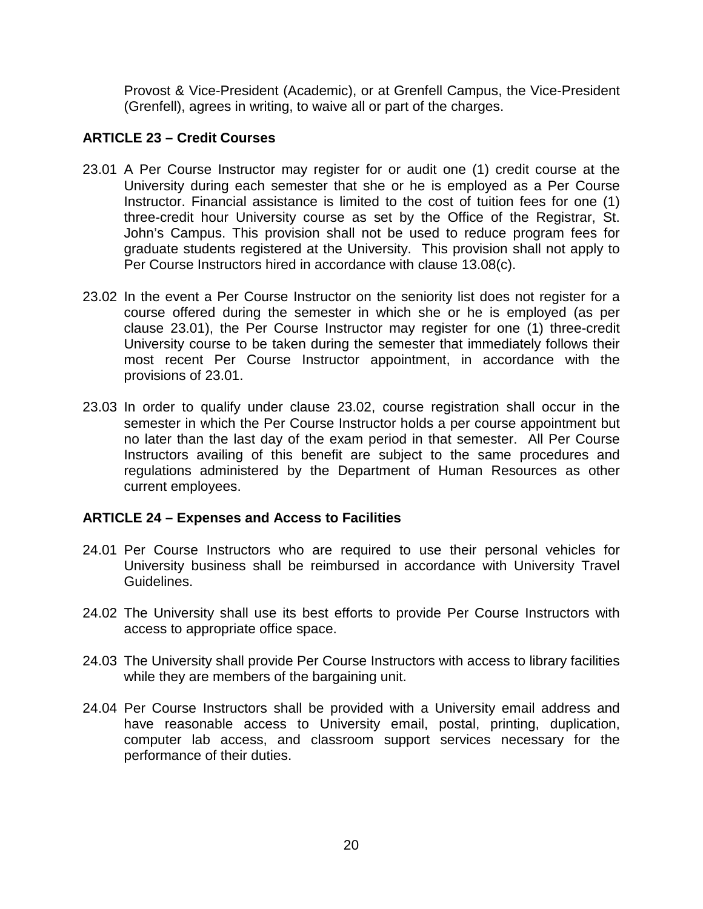Provost & Vice-President (Academic), or at Grenfell Campus, the Vice-President (Grenfell), agrees in writing, to waive all or part of the charges.

## ARTICLE 23 – Credit Courses

23.01 A Per Course Instructor may register for or audit one (1) credit course at the University during each semester that she or he is employed as a Per Course Instructor. Financial assistance is limited to the cost of tuition fees for one (1) three-credit hour University course as set by the Office of the Registrar, St. John's Campus. This provision shall not be used to reduce program fees for graduate students registered at the University. This provision shall not apply to Per Course Instructors hired in accordance with clause 13.08(c).

23.02 In the event a Per Course Instructor on the seniority list does not register for a course offered during the semester in which she or he is employed (as per clause 23.01), the Per Course Instructor may register for one (1) three-credit University course to be taken during the semester that immediately follows their most recent Per Course Instructor appointment, in accordance with the provisions of 23.01.

23.03 In order to qualify under clause 23.02, course registration shall occur in the semester in which the Per Course Instructor holds a per course appointment but no later than the last day of the exam period in that semester. All Per Course Instructors availing of this benefit are subject to the same procedures and regulations administered by the Department of Human Resources as other current employees.

## ARTICLE 24 – Expenses and Access to Facilities

24.01 Per Course Instructors who are required to use their personal vehicles for University business shall be reimbursed in accordance with University Travel Guidelines.

24.02 The University shall use its best efforts to provide Per Course Instructors with access to appropriate office space.

24.03 The University shall provide Per Course Instructors with access to library facilities while they are members of the bargaining unit.

24.04 Per Course Instructors shall be provided with a University email address and have reasonable access to University email, postal, printing, duplication, computer lab access, and classroom support services necessary for the performance of their duties.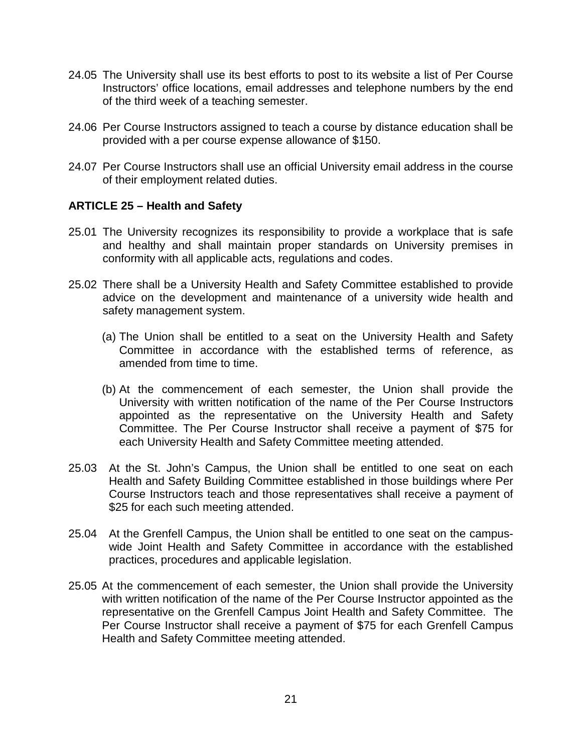24.05 The University shall use its best efforts to post to its website a list of Per Course Instructors' office locations, email addresses and telephone numbers by the end of the third week of a teaching semester.

24.06 Per Course Instructors assigned to teach a course by distance education shall be provided with a per course expense allowance of $150.

24.07 Per Course Instructors shall use an official University email address in the course of their employment related duties.

## ARTICLE 25 – Health and Safety

25.01 The University recognizes its responsibility to provide a workplace that is safe and healthy and shall maintain proper standards on University premises in conformity with all applicable acts, regulations and codes.

25.02 There shall be a University Health and Safety Committee established to provide advice on the development and maintenance of a university wide health and safety management system.

(a) The Union shall be entitled to a seat on the University Health and Safety Committee in accordance with the established terms of reference, as amended from time to time.

(b) At the commencement of each semester, the Union shall provide the University with written notification of the name of the Per Course Instructors appointed as the representative on the University Health and Safety Committee. The Per Course Instructor shall receive a payment of $75 for each University Health and Safety Committee meeting attended.

25.03 At the St. John's Campus, the Union shall be entitled to one seat on each Health and Safety Building Committee established in those buildings where Per Course Instructors teach and those representatives shall receive a payment of $25 for each such meeting attended.

25.04 At the Grenfell Campus, the Union shall be entitled to one seat on the campus-wide Joint Health and Safety Committee in accordance with the established practices, procedures and applicable legislation.

25.05 At the commencement of each semester, the Union shall provide the University with written notification of the name of the Per Course Instructor appointed as the representative on the Grenfell Campus Joint Health and Safety Committee. The Per Course Instructor shall receive a payment of $75 for each Grenfell Campus Health and Safety Committee meeting attended.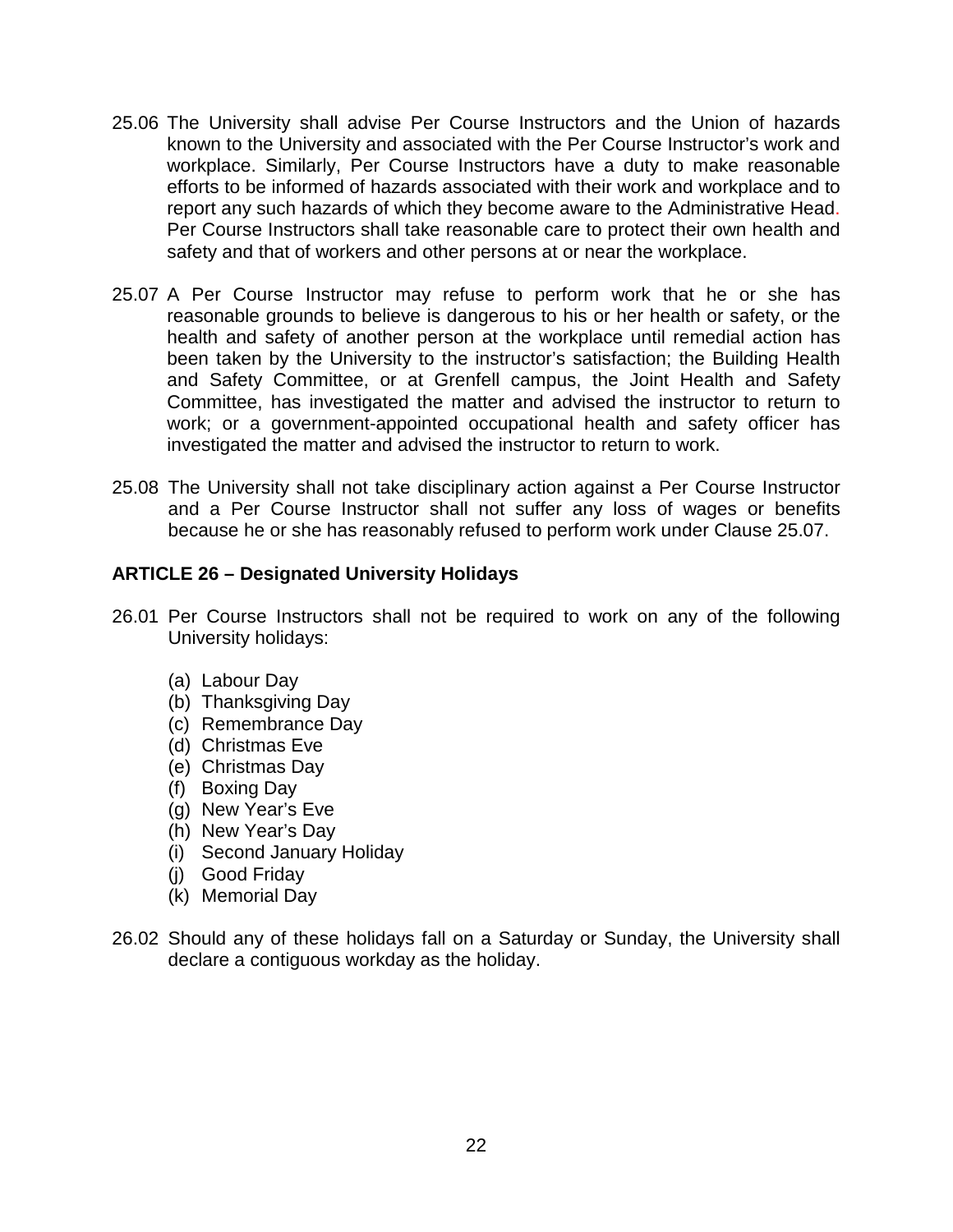25.06 The University shall advise Per Course Instructors and the Union of hazards known to the University and associated with the Per Course Instructor's work and workplace. Similarly, Per Course Instructors have a duty to make reasonable efforts to be informed of hazards associated with their work and workplace and to report any such hazards of which they become aware to the Administrative Head. Per Course Instructors shall take reasonable care to protect their own health and safety and that of workers and other persons at or near the workplace.

25.07 A Per Course Instructor may refuse to perform work that he or she has reasonable grounds to believe is dangerous to his or her health or safety, or the health and safety of another person at the workplace until remedial action has been taken by the University to the instructor's satisfaction; the Building Health and Safety Committee, or at Grenfell campus, the Joint Health and Safety Committee, has investigated the matter and advised the instructor to return to work; or a government-appointed occupational health and safety officer has investigated the matter and advised the instructor to return to work.

25.08 The University shall not take disciplinary action against a Per Course Instructor and a Per Course Instructor shall not suffer any loss of wages or benefits because he or she has reasonably refused to perform work under Clause 25.07.

**ARTICLE 26 – Designated University Holidays**

26.01 Per Course Instructors shall not be required to work on any of the following University holidays:

(a) Labour Day
(b) Thanksgiving Day
(c) Remembrance Day
(d) Christmas Eve
(e) Christmas Day
(f) Boxing Day
(g) New Year's Eve
(h) New Year's Day
(i) Second January Holiday
(j) Good Friday
(k) Memorial Day

26.02 Should any of these holidays fall on a Saturday or Sunday, the University shall declare a contiguous workday as the holiday.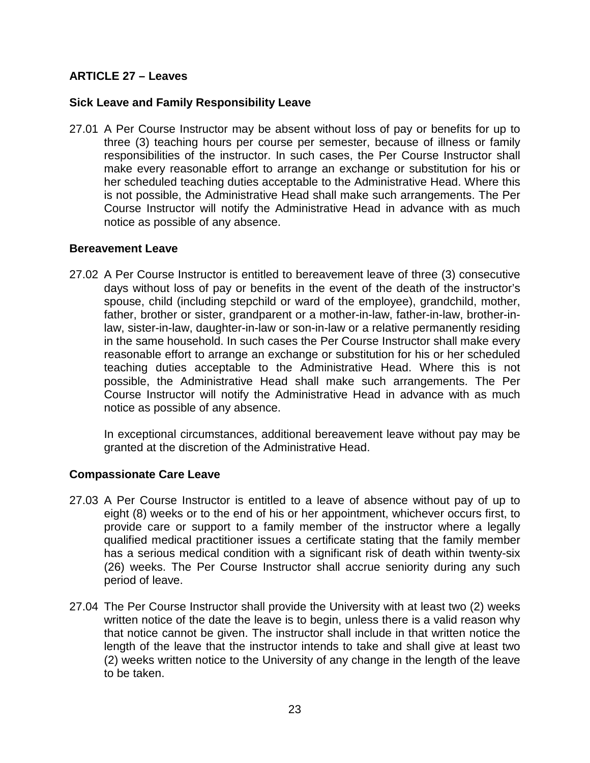## ARTICLE 27 – Leaves

### Sick Leave and Family Responsibility Leave

27.01 A Per Course Instructor may be absent without loss of pay or benefits for up to three (3) teaching hours per course per semester, because of illness or family responsibilities of the instructor. In such cases, the Per Course Instructor shall make every reasonable effort to arrange an exchange or substitution for his or her scheduled teaching duties acceptable to the Administrative Head. Where this is not possible, the Administrative Head shall make such arrangements. The Per Course Instructor will notify the Administrative Head in advance with as much notice as possible of any absence.

### Bereavement Leave

27.02 A Per Course Instructor is entitled to bereavement leave of three (3) consecutive days without loss of pay or benefits in the event of the death of the instructor's spouse, child (including stepchild or ward of the employee), grandchild, mother, father, brother or sister, grandparent or a mother-in-law, father-in-law, brother-in-law, sister-in-law, daughter-in-law or son-in-law or a relative permanently residing in the same household. In such cases the Per Course Instructor shall make every reasonable effort to arrange an exchange or substitution for his or her scheduled teaching duties acceptable to the Administrative Head. Where this is not possible, the Administrative Head shall make such arrangements. The Per Course Instructor will notify the Administrative Head in advance with as much notice as possible of any absence.

In exceptional circumstances, additional bereavement leave without pay may be granted at the discretion of the Administrative Head.

### Compassionate Care Leave

27.03 A Per Course Instructor is entitled to a leave of absence without pay of up to eight (8) weeks or to the end of his or her appointment, whichever occurs first, to provide care or support to a family member of the instructor where a legally qualified medical practitioner issues a certificate stating that the family member has a serious medical condition with a significant risk of death within twenty-six (26) weeks. The Per Course Instructor shall accrue seniority during any such period of leave.

27.04 The Per Course Instructor shall provide the University with at least two (2) weeks written notice of the date the leave is to begin, unless there is a valid reason why that notice cannot be given. The instructor shall include in that written notice the length of the leave that the instructor intends to take and shall give at least two (2) weeks written notice to the University of any change in the length of the leave to be taken.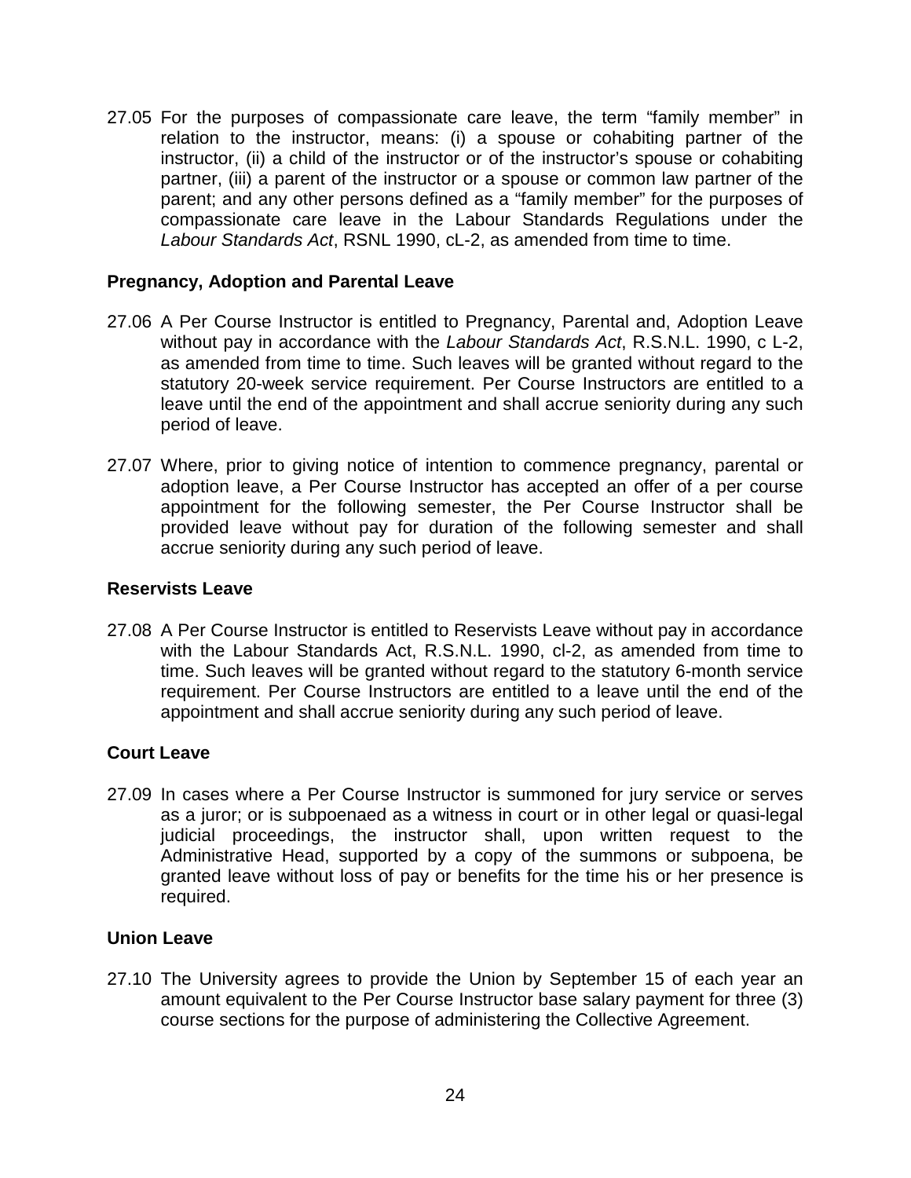27.05 For the purposes of compassionate care leave, the term "family member" in relation to the instructor, means: (i) a spouse or cohabiting partner of the instructor, (ii) a child of the instructor or of the instructor's spouse or cohabiting partner, (iii) a parent of the instructor or a spouse or common law partner of the parent; and any other persons defined as a "family member" for the purposes of compassionate care leave in the Labour Standards Regulations under the *Labour Standards Act*, RSNL 1990, cL-2, as amended from time to time.

**Pregnancy, Adoption and Parental Leave**

27.06 A Per Course Instructor is entitled to Pregnancy, Parental and, Adoption Leave without pay in accordance with the *Labour Standards Act*, R.S.N.L. 1990, c L-2, as amended from time to time. Such leaves will be granted without regard to the statutory 20-week service requirement. Per Course Instructors are entitled to a leave until the end of the appointment and shall accrue seniority during any such period of leave.

27.07 Where, prior to giving notice of intention to commence pregnancy, parental or adoption leave, a Per Course Instructor has accepted an offer of a per course appointment for the following semester, the Per Course Instructor shall be provided leave without pay for duration of the following semester and shall accrue seniority during any such period of leave.

**Reservists Leave**

27.08 A Per Course Instructor is entitled to Reservists Leave without pay in accordance with the Labour Standards Act, R.S.N.L. 1990, cl-2, as amended from time to time. Such leaves will be granted without regard to the statutory 6-month service requirement. Per Course Instructors are entitled to a leave until the end of the appointment and shall accrue seniority during any such period of leave.

**Court Leave**

27.09 In cases where a Per Course Instructor is summoned for jury service or serves as a juror; or is subpoenaed as a witness in court or in other legal or quasi-legal judicial proceedings, the instructor shall, upon written request to the Administrative Head, supported by a copy of the summons or subpoena, be granted leave without loss of pay or benefits for the time his or her presence is required.

**Union Leave**

27.10 The University agrees to provide the Union by September 15 of each year an amount equivalent to the Per Course Instructor base salary payment for three (3) course sections for the purpose of administering the Collective Agreement.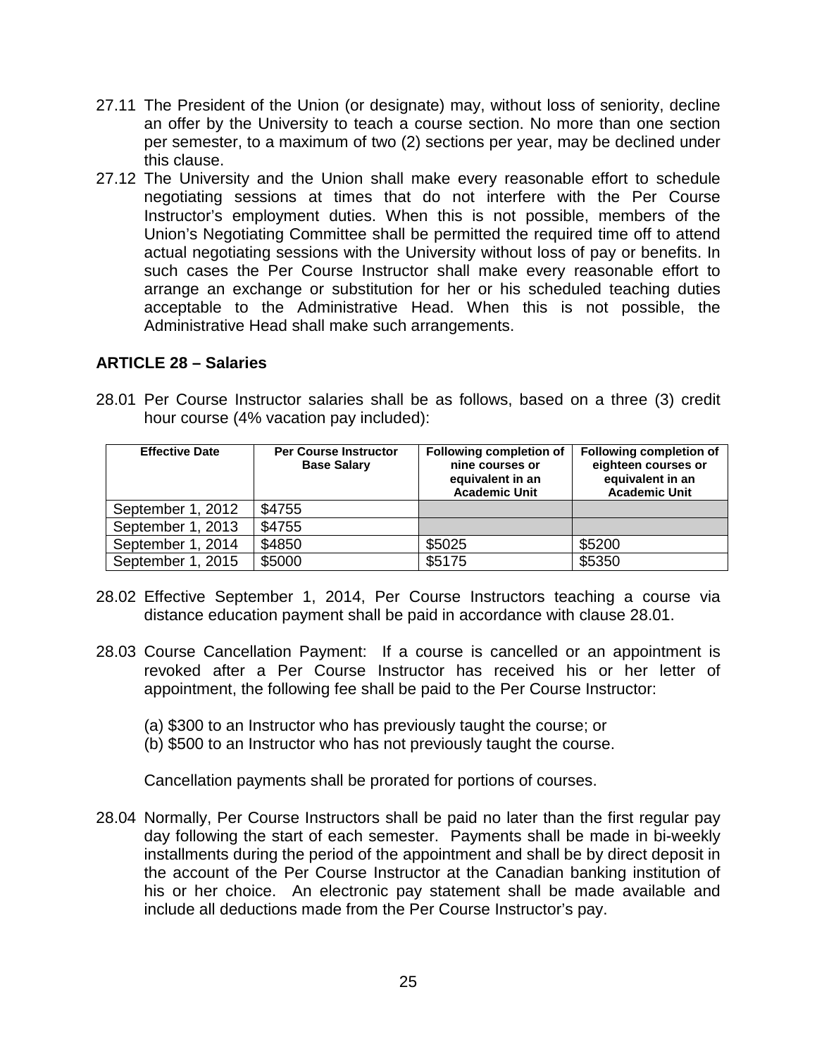27.11 The President of the Union (or designate) may, without loss of seniority, decline an offer by the University to teach a course section. No more than one section per semester, to a maximum of two (2) sections per year, may be declined under this clause.

27.12 The University and the Union shall make every reasonable effort to schedule negotiating sessions at times that do not interfere with the Per Course Instructor's employment duties. When this is not possible, members of the Union's Negotiating Committee shall be permitted the required time off to attend actual negotiating sessions with the University without loss of pay or benefits. In such cases the Per Course Instructor shall make every reasonable effort to arrange an exchange or substitution for her or his scheduled teaching duties acceptable to the Administrative Head. When this is not possible, the Administrative Head shall make such arrangements.

## ARTICLE 28 – Salaries

28.01 Per Course Instructor salaries shall be as follows, based on a three (3) credit hour course (4% vacation pay included):

| Effective Date | Per Course Instructor Base Salary | Following completion of nine courses or equivalent in an Academic Unit | Following completion of eighteen courses or equivalent in an Academic Unit |
|---|---|---|---|
| September 1, 2012 | $4755 | | |
| September 1, 2013 | $4755 | | |
| September 1, 2014 | $4850 | $5025 | $5200 |
| September 1, 2015 | $5000 | $5175 | $5350 |

28.02 Effective September 1, 2014, Per Course Instructors teaching a course via distance education payment shall be paid in accordance with clause 28.01.

28.03 Course Cancellation Payment: If a course is cancelled or an appointment is revoked after a Per Course Instructor has received his or her letter of appointment, the following fee shall be paid to the Per Course Instructor:

(a) $300 to an Instructor who has previously taught the course; or
(b) $500 to an Instructor who has not previously taught the course.

Cancellation payments shall be prorated for portions of courses.

28.04 Normally, Per Course Instructors shall be paid no later than the first regular pay day following the start of each semester. Payments shall be made in bi-weekly installments during the period of the appointment and shall be by direct deposit in the account of the Per Course Instructor at the Canadian banking institution of his or her choice. An electronic pay statement shall be made available and include all deductions made from the Per Course Instructor's pay.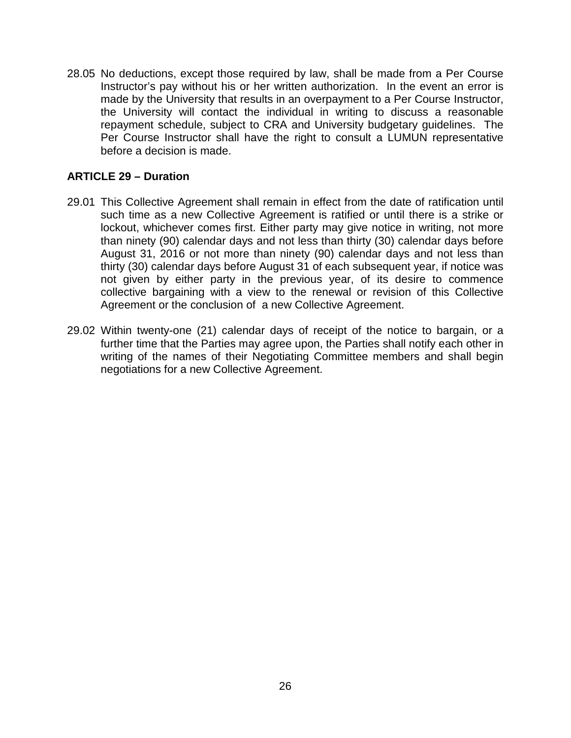28.05 No deductions, except those required by law, shall be made from a Per Course Instructor's pay without his or her written authorization. In the event an error is made by the University that results in an overpayment to a Per Course Instructor, the University will contact the individual in writing to discuss a reasonable repayment schedule, subject to CRA and University budgetary guidelines. The Per Course Instructor shall have the right to consult a LUMUN representative before a decision is made.

## ARTICLE 29 – Duration

29.01 This Collective Agreement shall remain in effect from the date of ratification until such time as a new Collective Agreement is ratified or until there is a strike or lockout, whichever comes first. Either party may give notice in writing, not more than ninety (90) calendar days and not less than thirty (30) calendar days before August 31, 2016 or not more than ninety (90) calendar days and not less than thirty (30) calendar days before August 31 of each subsequent year, if notice was not given by either party in the previous year, of its desire to commence collective bargaining with a view to the renewal or revision of this Collective Agreement or the conclusion of a new Collective Agreement.

29.02 Within twenty-one (21) calendar days of receipt of the notice to bargain, or a further time that the Parties may agree upon, the Parties shall notify each other in writing of the names of their Negotiating Committee members and shall begin negotiations for a new Collective Agreement.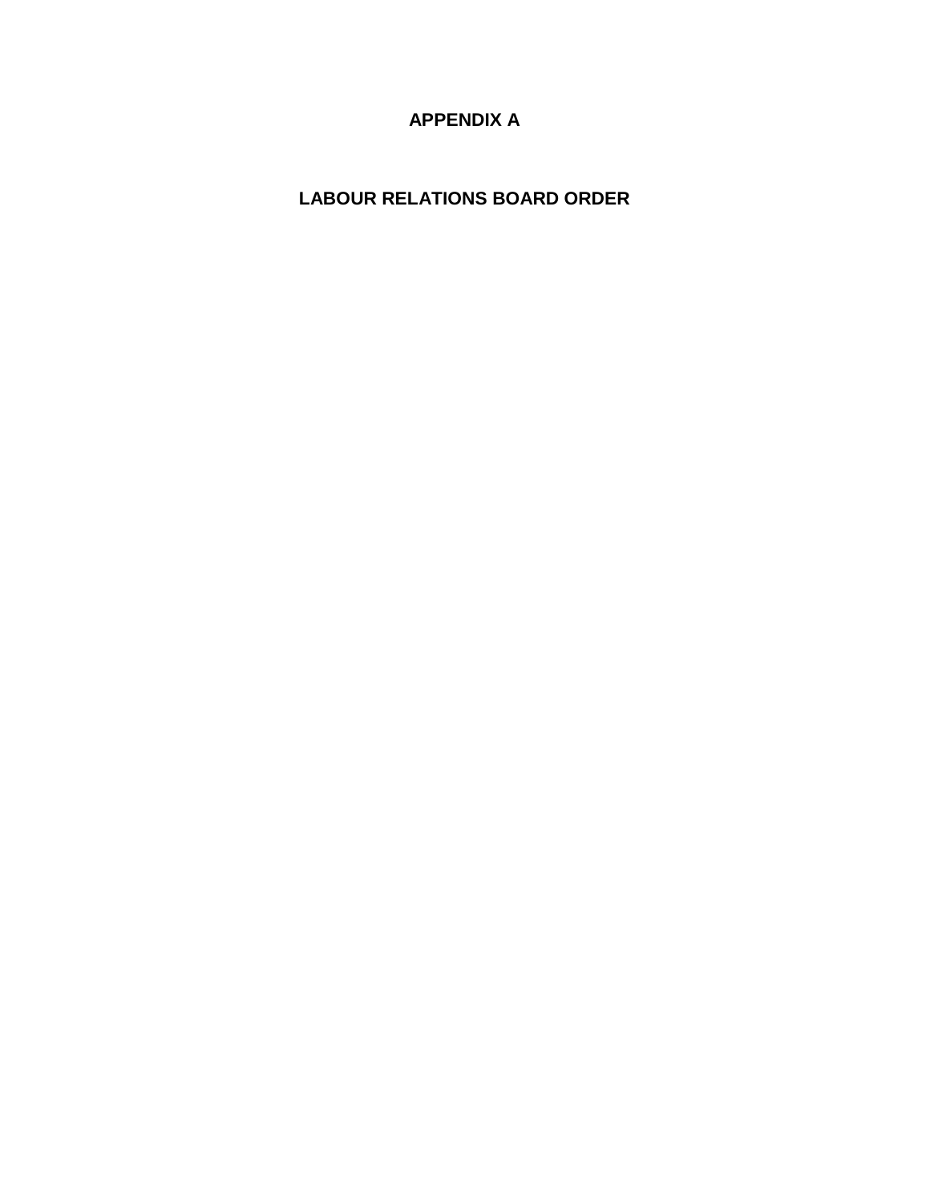# APPENDIX A

# LABOUR RELATIONS BOARD ORDER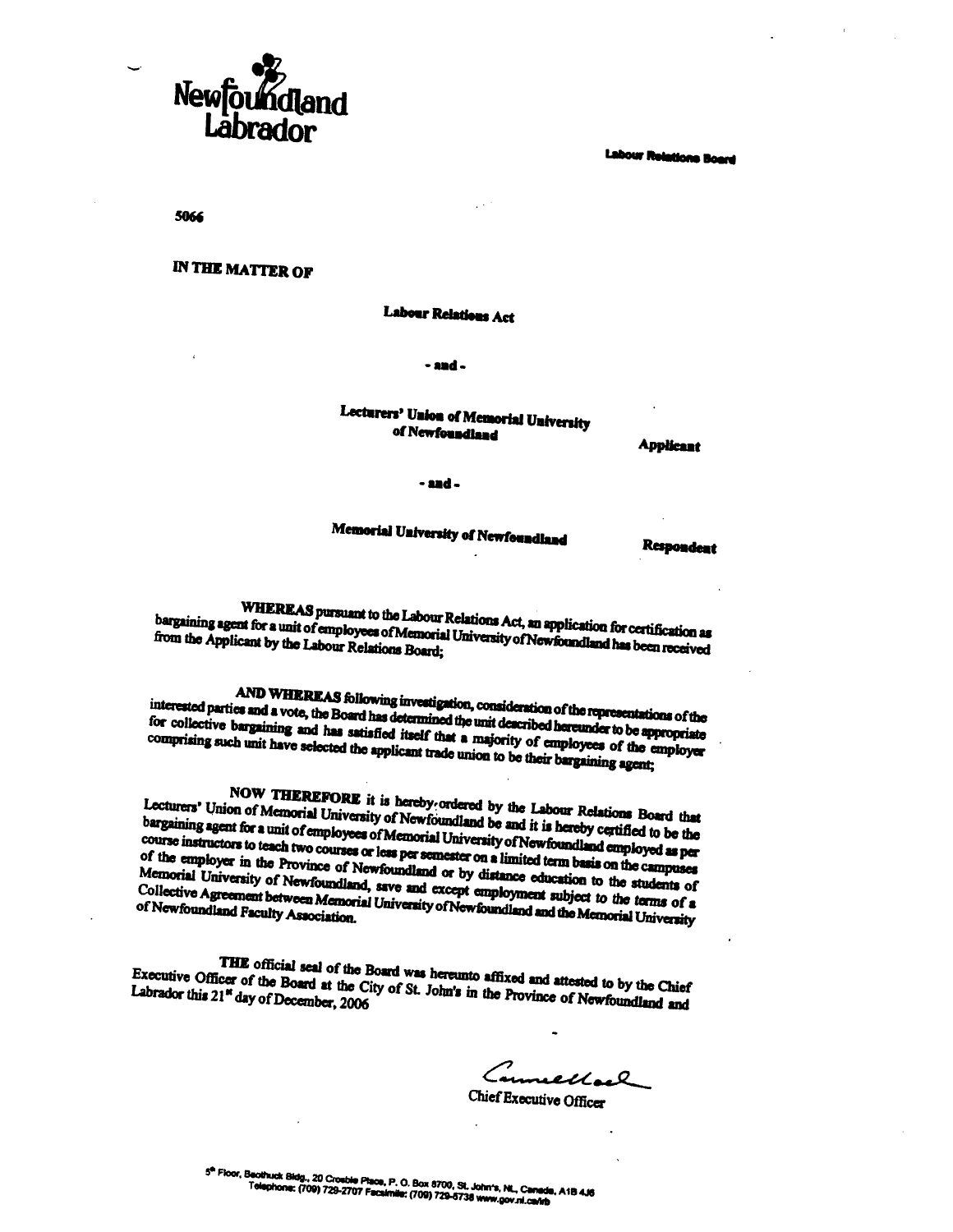Newfoundland Labrador

Labour Relations Board

5066

IN THE MATTER OF

**Labour Relations Act**

**- and -**

**Lecturers' Union of Memorial University of Newfoundland** **Applicant**

**- and -**

**Memorial University of Newfoundland** **Respondent**

**WHEREAS** pursuant to the Labour Relations Act, an application for certification as bargaining agent for a unit of employees of Memorial University of Newfoundland has been received from the Applicant by the Labour Relations Board;

**AND WHEREAS** following investigation, consideration of the representations of the interested parties and a vote, the Board has determined the unit described hereunder to be appropriate for collective bargaining and has satisfied itself that a majority of employees of the employer comprising such unit have selected the applicant trade union to be their bargaining agent;

**NOW THEREFORE** it is hereby ordered by the Labour Relations Board that Lecturers' Union of Memorial University of Newfoundland be and it is hereby certified to be the bargaining agent for a unit of employees of Memorial University of Newfoundland employed as per course instructors to teach two courses or less per semester on a limited term basis on the campuses of the employer in the Province of Newfoundland or by distance education to the students of Memorial University of Newfoundland, save and except employment subject to the terms of a Collective Agreement between Memorial University of Newfoundland and the Memorial University of Newfoundland Faculty Association.

**THE** official seal of the Board was hereunto affixed and attested to by the Chief Executive Officer of the Board at the City of St. John's in the Province of Newfoundland and Labrador this 21st day of December, 2006

Chief Executive Officer

5th Floor, Beothuck Bldg., 20 Crosbie Place, P. O. Box 8700, St. John's, NL, Canada, A1B 4J6
Telephone: (709) 729-2707 Facsimile: (709) 729-5738 www.gov.nl.ca/lrb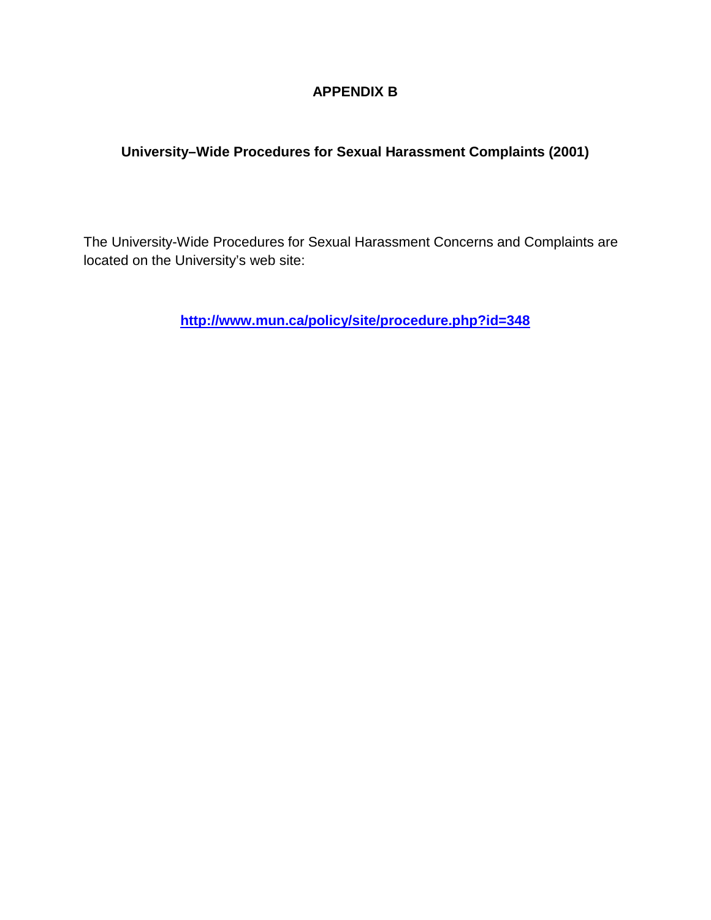# APPENDIX B

## University–Wide Procedures for Sexual Harassment Complaints (2001)

The University-Wide Procedures for Sexual Harassment Concerns and Complaints are located on the University's web site:

**[http://www.mun.ca/policy/site/procedure.php?id=348](http://www.mun.ca/policy/site/procedure.php?id=348)**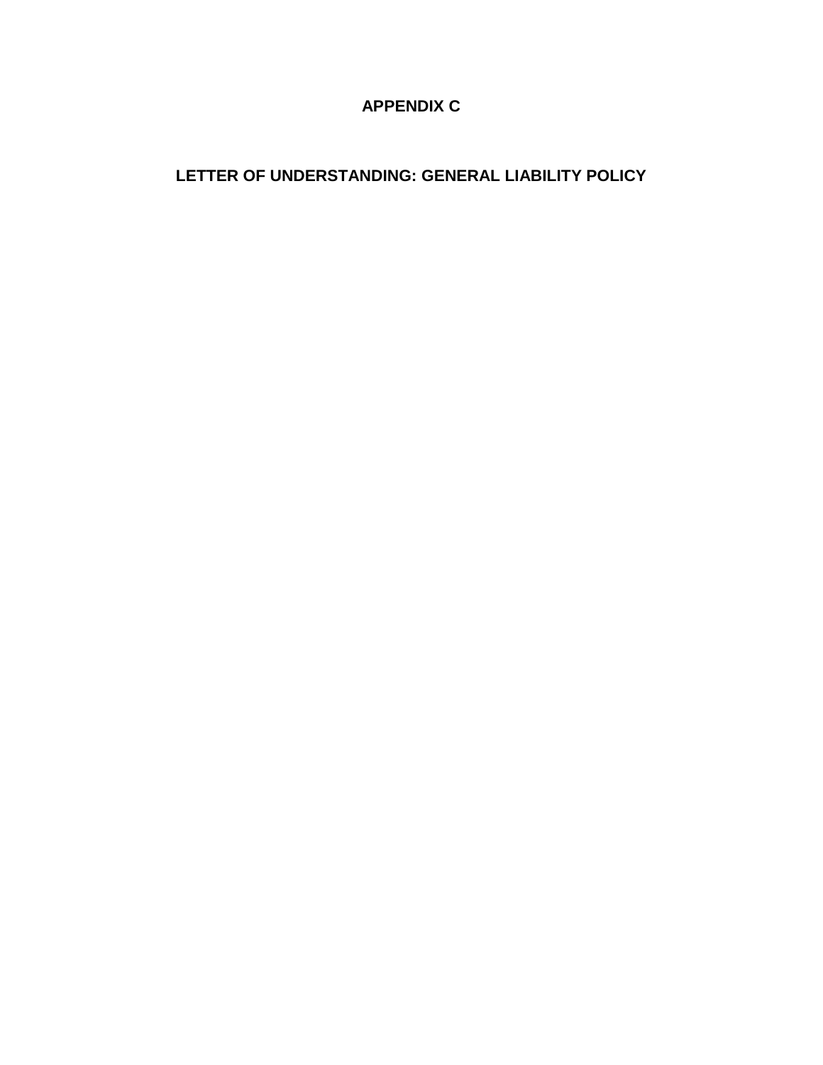# APPENDIX C

## LETTER OF UNDERSTANDING: GENERAL LIABILITY POLICY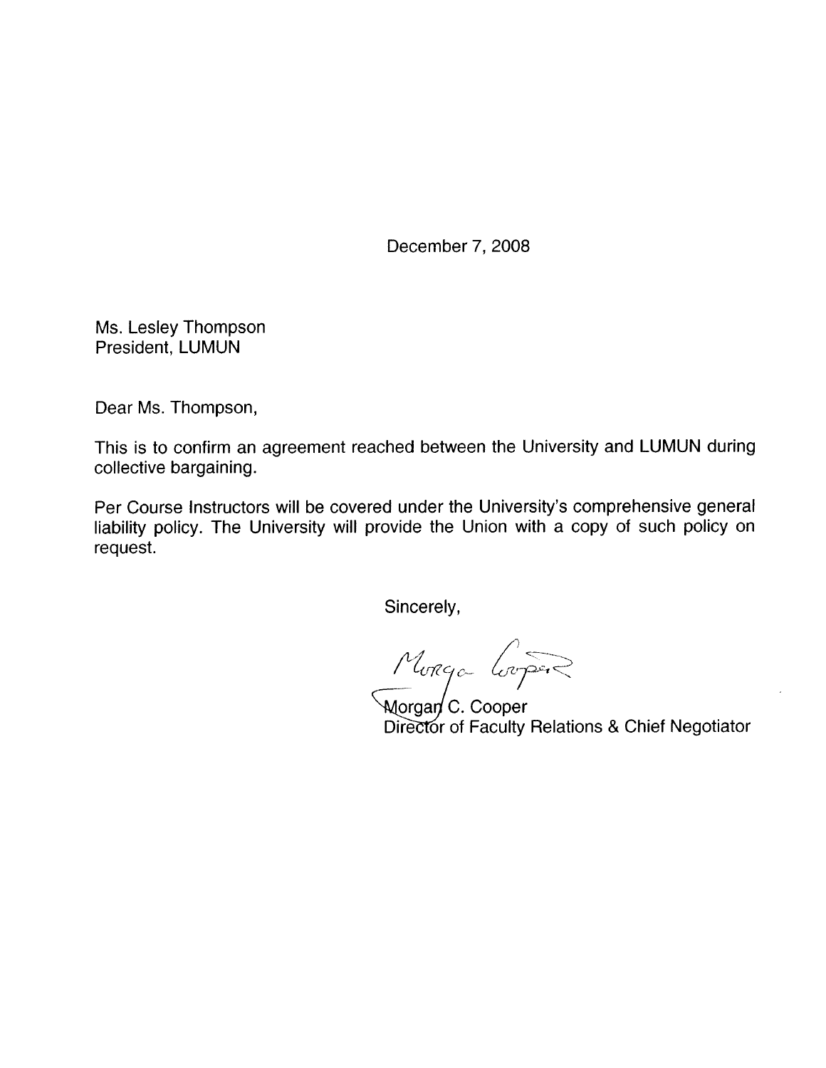December 7, 2008

Ms. Lesley Thompson
President, LUMUN

Dear Ms. Thompson,

This is to confirm an agreement reached between the University and LUMUN during collective bargaining.

Per Course Instructors will be covered under the University's comprehensive general liability policy. The University will provide the Union with a copy of such policy on request.

Sincerely,

Morgan C. Cooper
Director of Faculty Relations & Chief Negotiator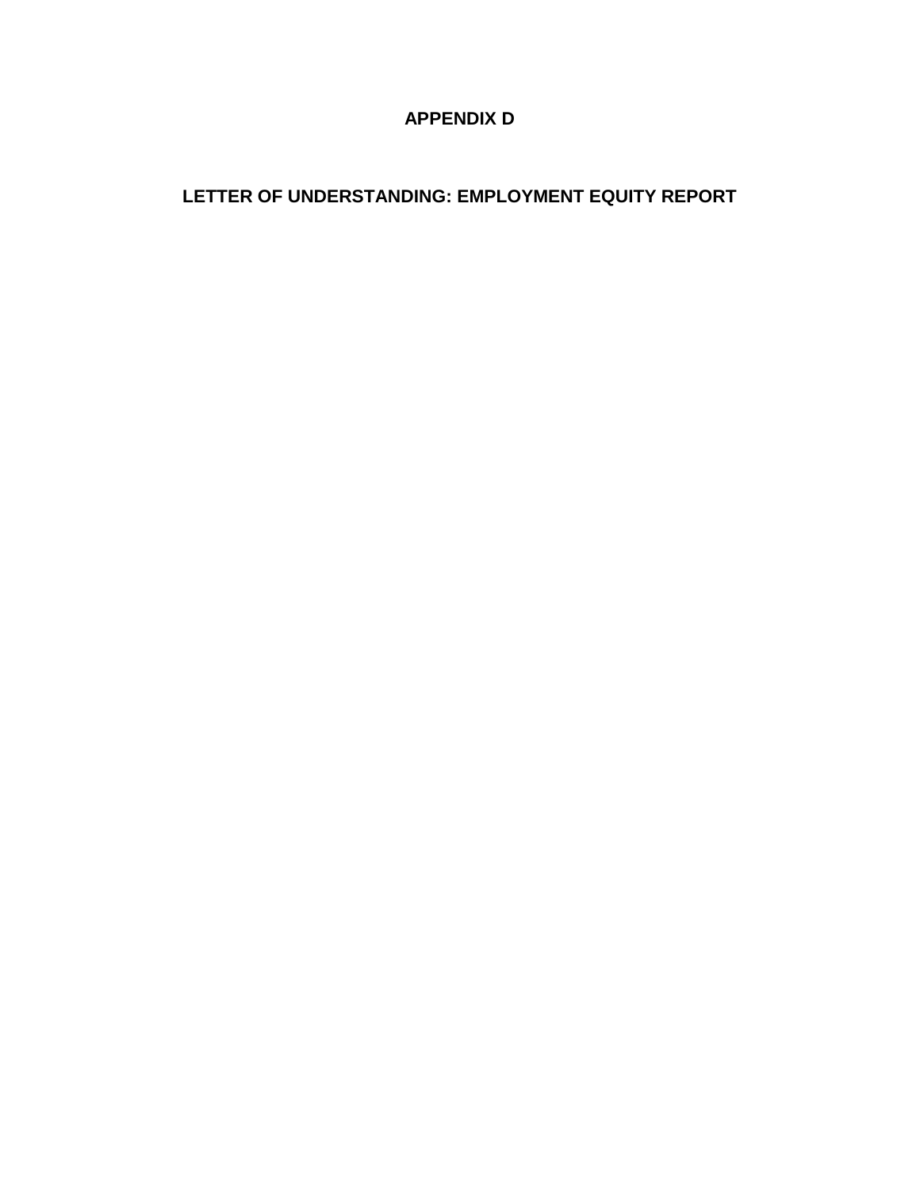# APPENDIX D

## LETTER OF UNDERSTANDING: EMPLOYMENT EQUITY REPORT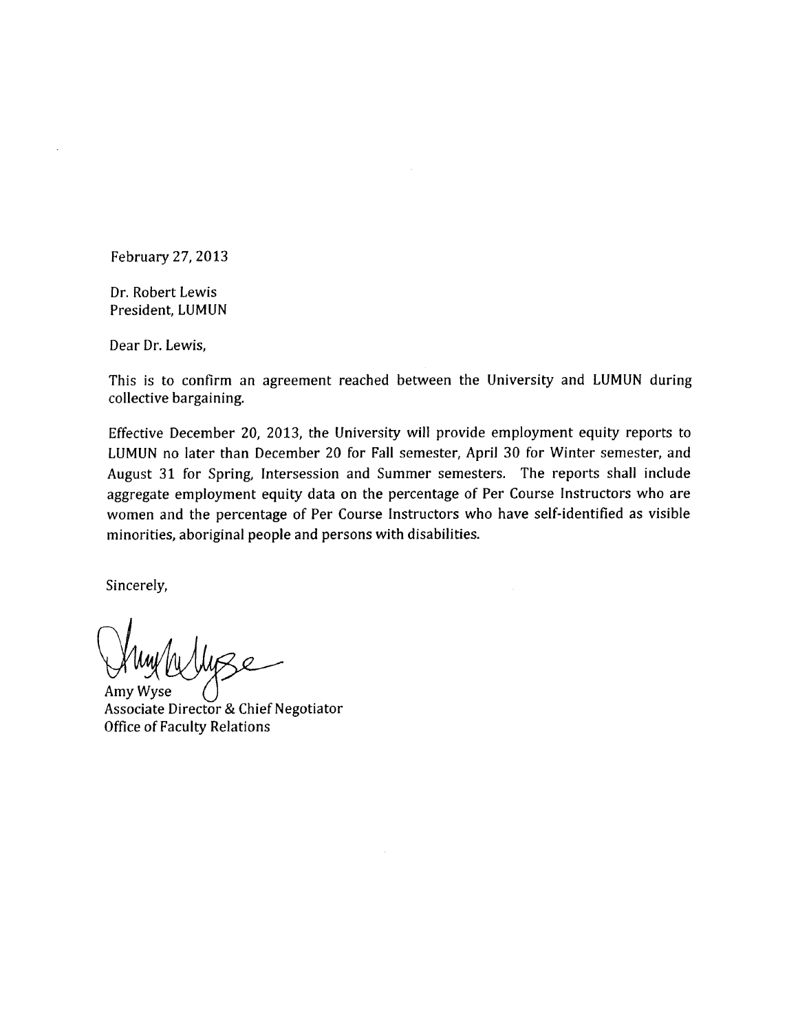February 27, 2013

Dr. Robert Lewis
President, LUMUN

Dear Dr. Lewis,

This is to confirm an agreement reached between the University and LUMUN during collective bargaining.

Effective December 20, 2013, the University will provide employment equity reports to LUMUN no later than December 20 for Fall semester, April 30 for Winter semester, and August 31 for Spring, Intersession and Summer semesters. The reports shall include aggregate employment equity data on the percentage of Per Course Instructors who are women and the percentage of Per Course Instructors who have self-identified as visible minorities, aboriginal people and persons with disabilities.

Sincerely,

Amy Wyse
Associate Director & Chief Negotiator
Office of Faculty Relations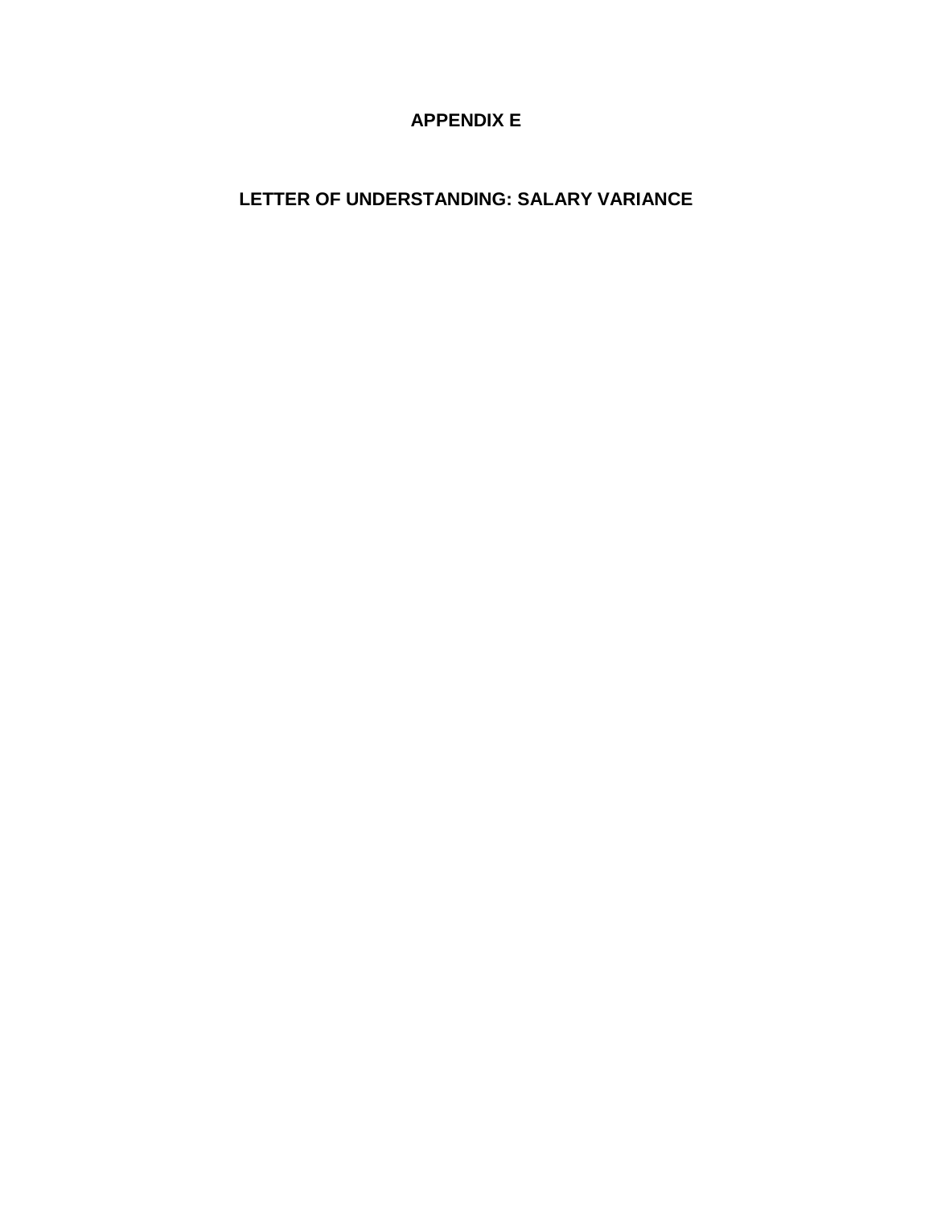# APPENDIX E

## LETTER OF UNDERSTANDING: SALARY VARIANCE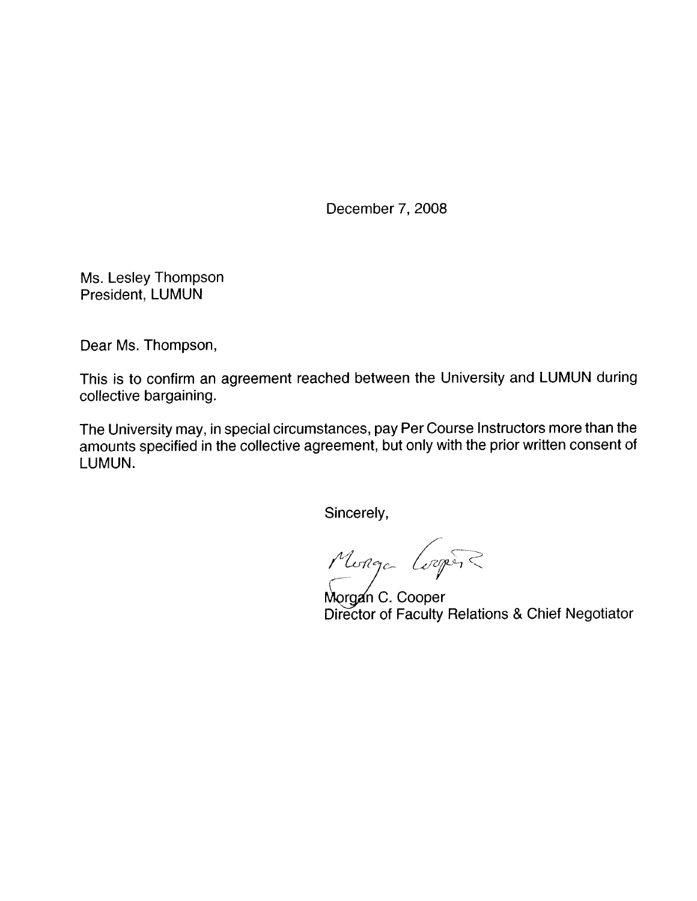December 7, 2008

Ms. Lesley Thompson
President, LUMUN

Dear Ms. Thompson,

This is to confirm an agreement reached between the University and LUMUN during collective bargaining.

The University may, in special circumstances, pay Per Course Instructors more than the amounts specified in the collective agreement, but only with the prior written consent of LUMUN.

Sincerely,

Morgan C. Cooper
Director of Faculty Relations & Chief Negotiator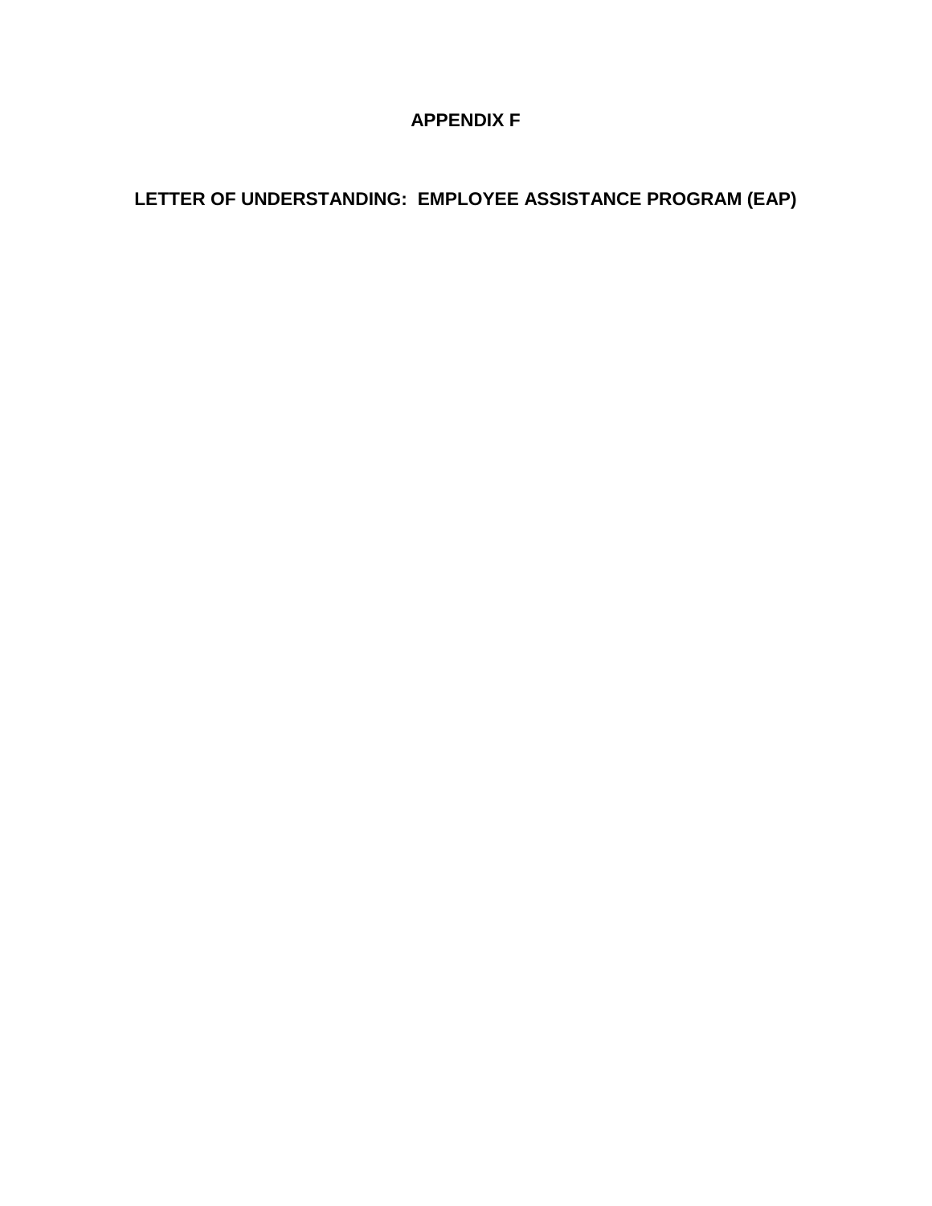# APPENDIX F

## LETTER OF UNDERSTANDING: EMPLOYEE ASSISTANCE PROGRAM (EAP)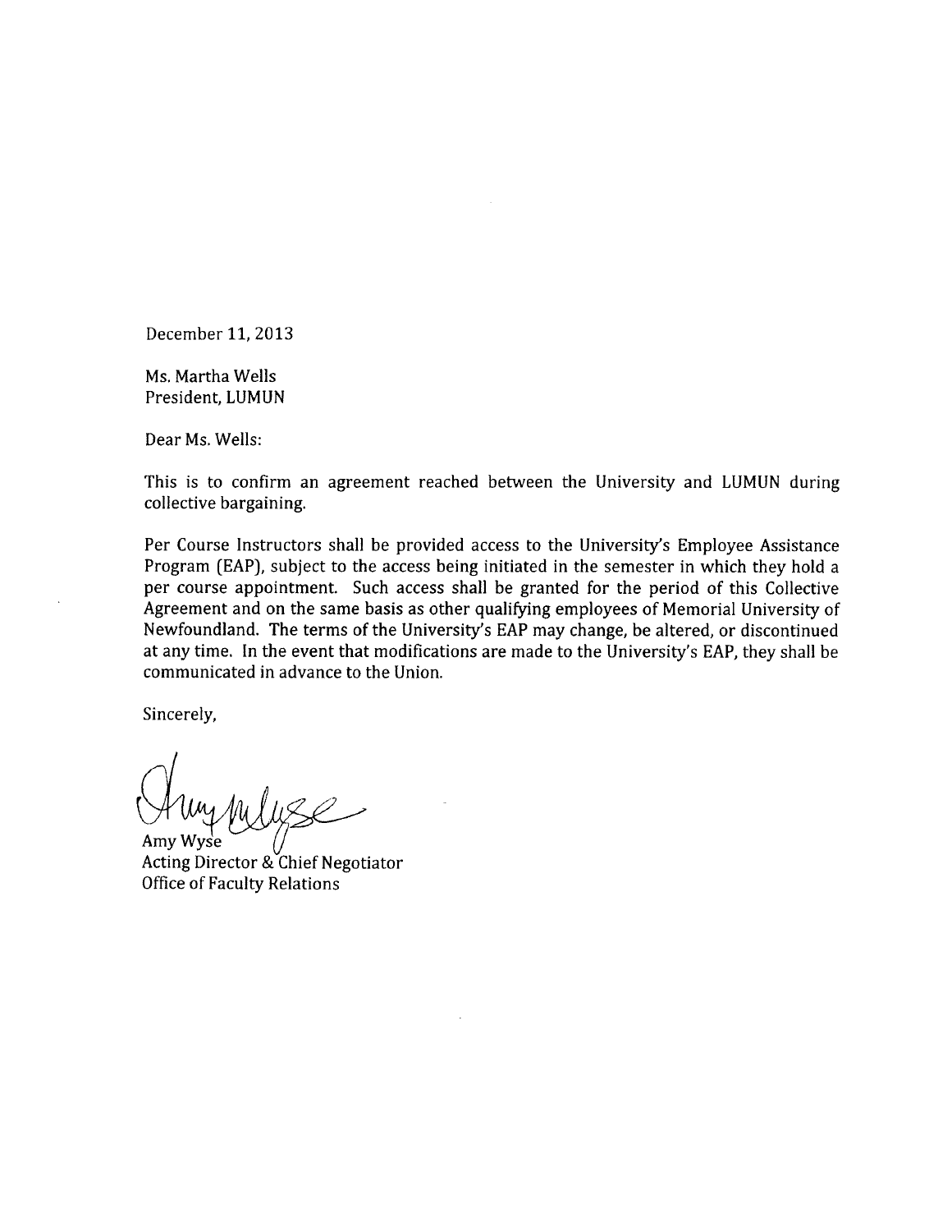December 11, 2013

Ms. Martha Wells
President, LUMUN

Dear Ms. Wells:

This is to confirm an agreement reached between the University and LUMUN during collective bargaining.

Per Course Instructors shall be provided access to the University's Employee Assistance Program (EAP), subject to the access being initiated in the semester in which they hold a per course appointment. Such access shall be granted for the period of this Collective Agreement and on the same basis as other qualifying employees of Memorial University of Newfoundland. The terms of the University's EAP may change, be altered, or discontinued at any time. In the event that modifications are made to the University's EAP, they shall be communicated in advance to the Union.

Sincerely,

Amy Wyse
Acting Director & Chief Negotiator
Office of Faculty Relations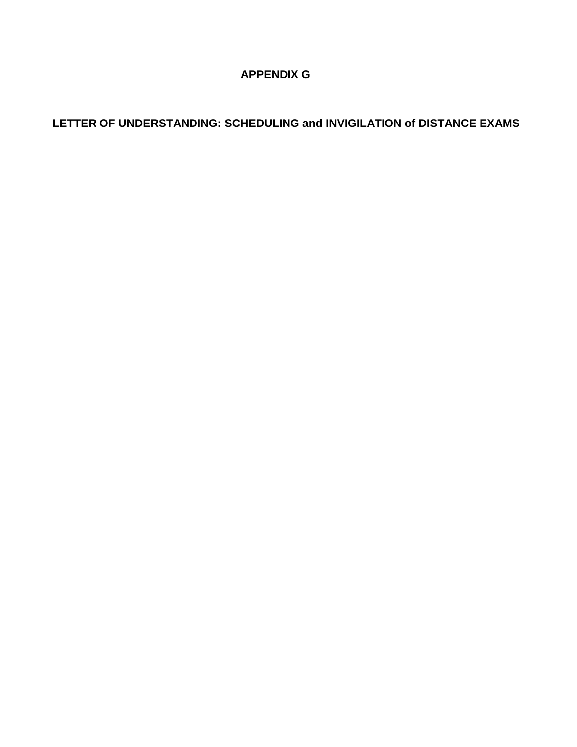# APPENDIX G

## LETTER OF UNDERSTANDING: SCHEDULING and INVIGILATION of DISTANCE EXAMS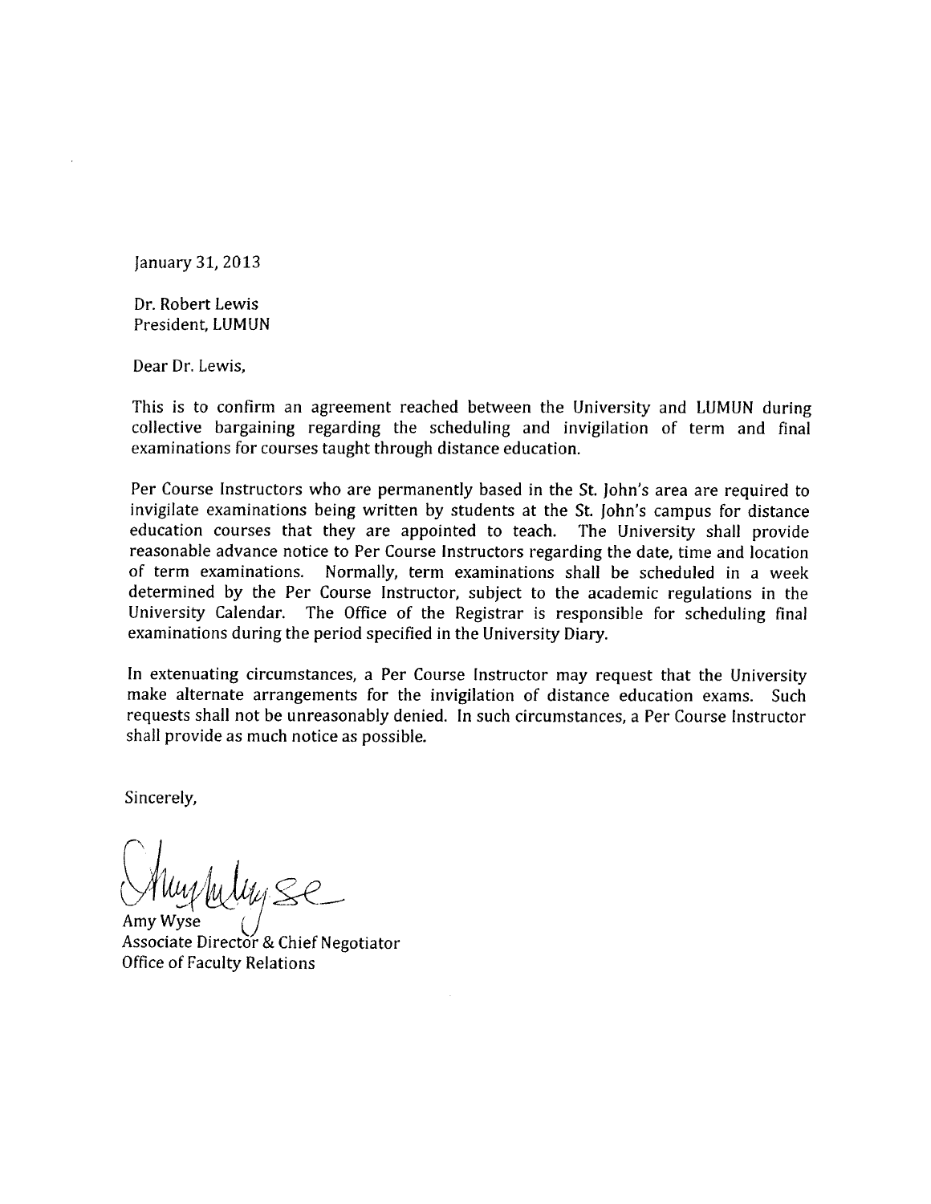January 31, 2013

Dr. Robert Lewis
President, LUMUN

Dear Dr. Lewis,

This is to confirm an agreement reached between the University and LUMUN during collective bargaining regarding the scheduling and invigilation of term and final examinations for courses taught through distance education.

Per Course Instructors who are permanently based in the St. John's area are required to invigilate examinations being written by students at the St. John's campus for distance education courses that they are appointed to teach. The University shall provide reasonable advance notice to Per Course Instructors regarding the date, time and location of term examinations. Normally, term examinations shall be scheduled in a week determined by the Per Course Instructor, subject to the academic regulations in the University Calendar. The Office of the Registrar is responsible for scheduling final examinations during the period specified in the University Diary.

In extenuating circumstances, a Per Course Instructor may request that the University make alternate arrangements for the invigilation of distance education exams. Such requests shall not be unreasonably denied. In such circumstances, a Per Course Instructor shall provide as much notice as possible.

Sincerely,

Amy Wyse
Associate Director & Chief Negotiator
Office of Faculty Relations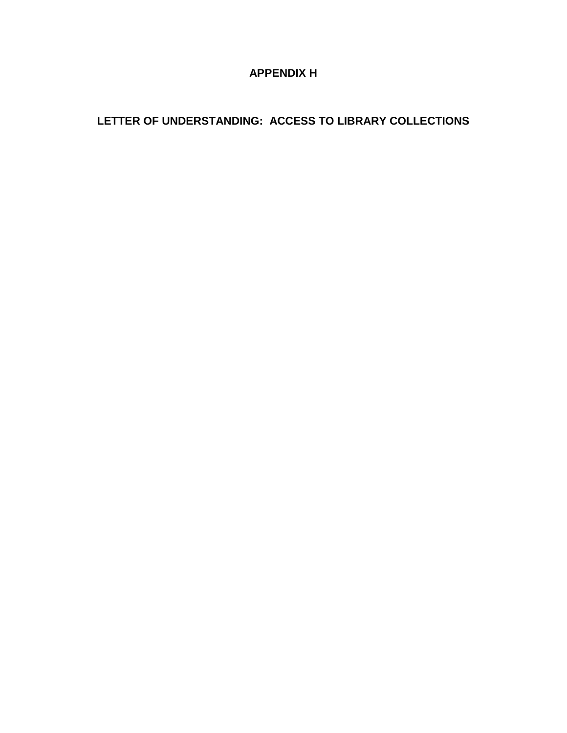# APPENDIX H

## LETTER OF UNDERSTANDING: ACCESS TO LIBRARY COLLECTIONS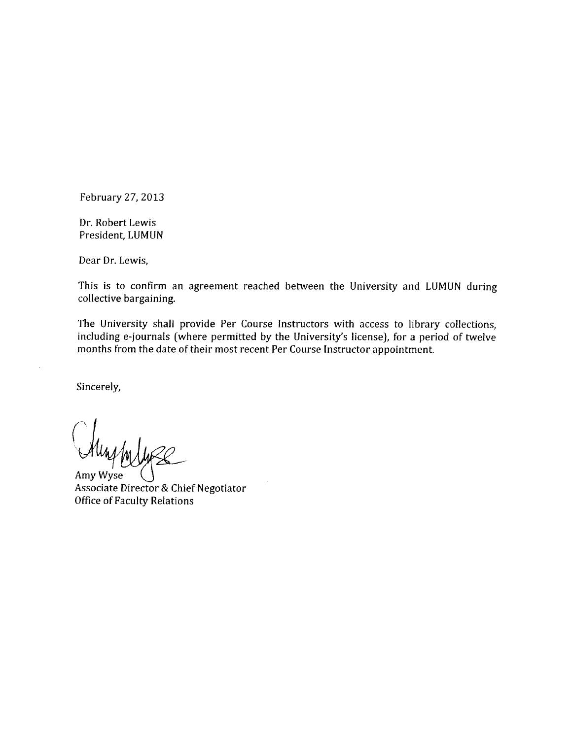February 27, 2013

Dr. Robert Lewis
President, LUMUN

Dear Dr. Lewis,

This is to confirm an agreement reached between the University and LUMUN during collective bargaining.

The University shall provide Per Course Instructors with access to library collections, including e-journals (where permitted by the University's license), for a period of twelve months from the date of their most recent Per Course Instructor appointment.

Sincerely,

Amy Wyse
Associate Director & Chief Negotiator
Office of Faculty Relations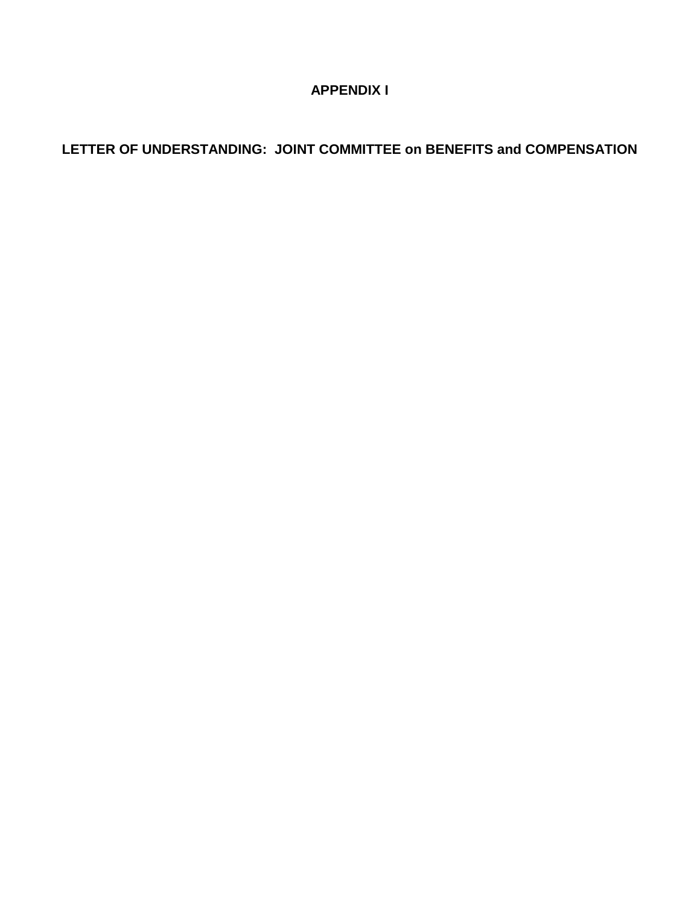# APPENDIX I

## LETTER OF UNDERSTANDING: JOINT COMMITTEE on BENEFITS and COMPENSATION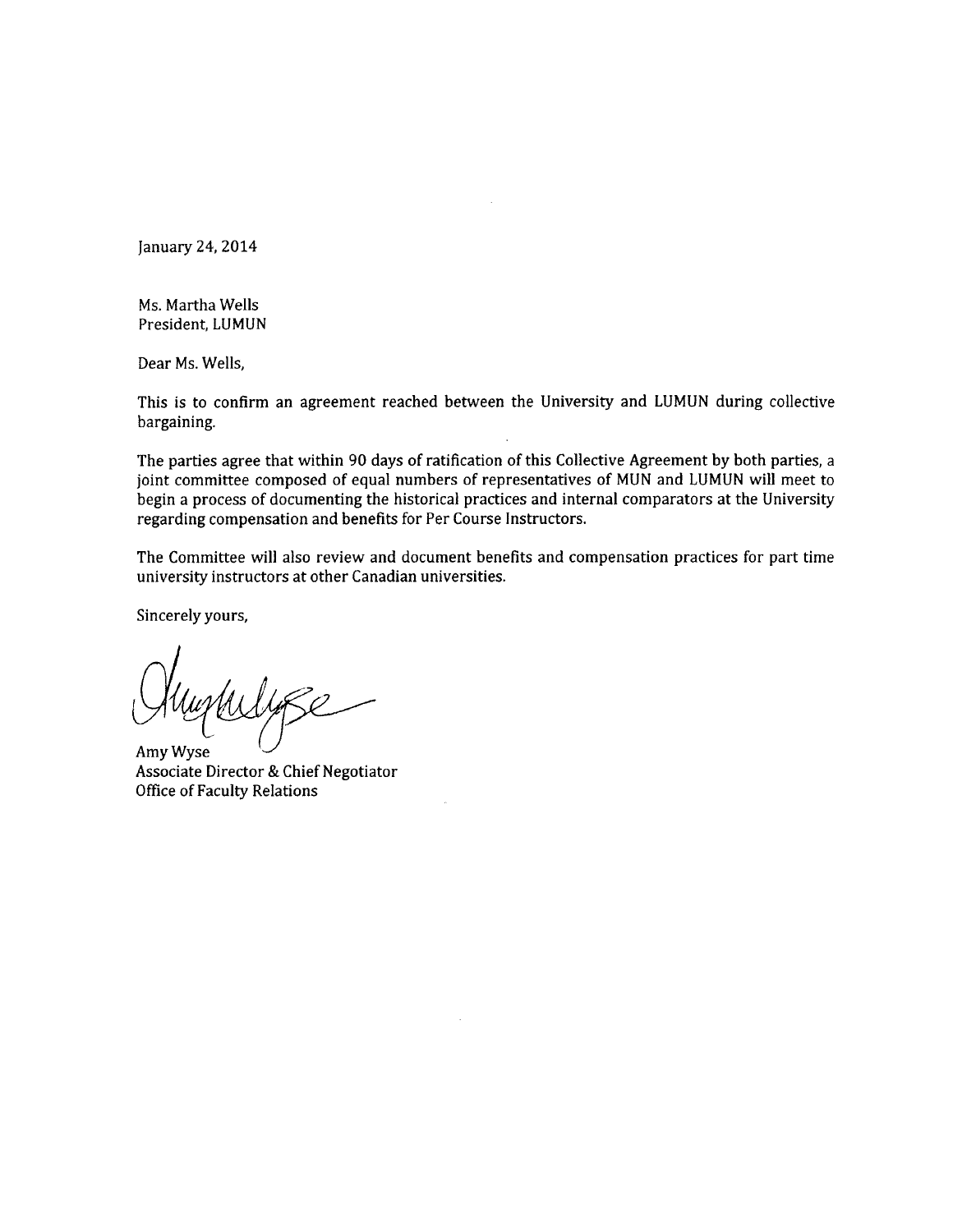January 24, 2014

Ms. Martha Wells  
President, LUMUN

Dear Ms. Wells,

This is to confirm an agreement reached between the University and LUMUN during collective bargaining.

The parties agree that within 90 days of ratification of this Collective Agreement by both parties, a joint committee composed of equal numbers of representatives of MUN and LUMUN will meet to begin a process of documenting the historical practices and internal comparators at the University regarding compensation and benefits for Per Course Instructors.

The Committee will also review and document benefits and compensation practices for part time university instructors at other Canadian universities.

Sincerely yours,

Amy Wyse  
Associate Director & Chief Negotiator  
Office of Faculty Relations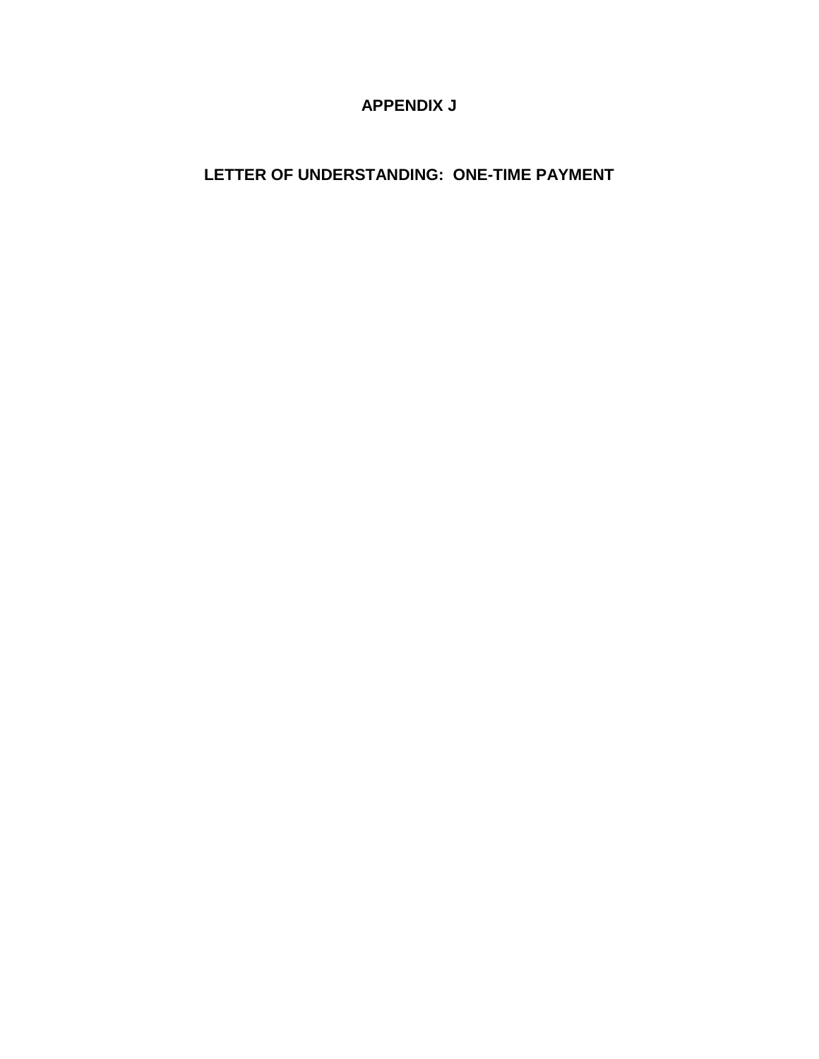# APPENDIX J

## LETTER OF UNDERSTANDING: ONE-TIME PAYMENT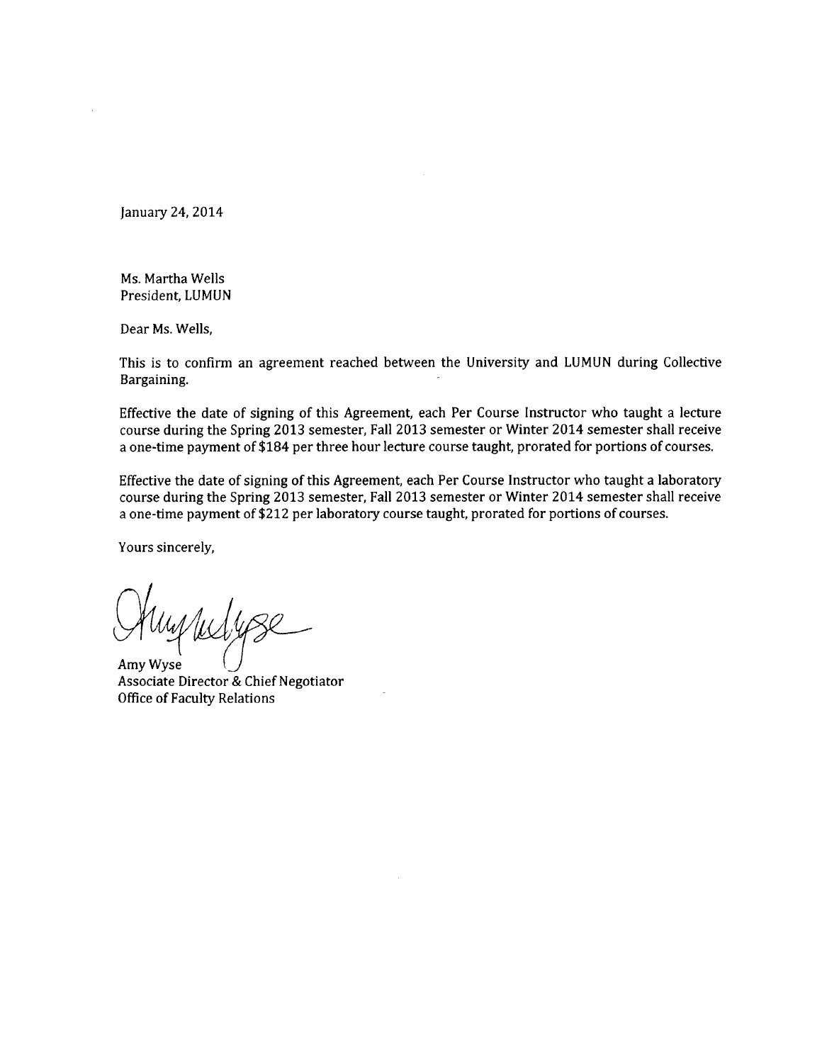January 24, 2014

Ms. Martha Wells  
President, LUMUN

Dear Ms. Wells,

This is to confirm an agreement reached between the University and LUMUN during Collective Bargaining.

Effective the date of signing of this Agreement, each Per Course Instructor who taught a lecture course during the Spring 2013 semester, Fall 2013 semester or Winter 2014 semester shall receive a one-time payment of $184 per three hour lecture course taught, prorated for portions of courses.

Effective the date of signing of this Agreement, each Per Course Instructor who taught a laboratory course during the Spring 2013 semester, Fall 2013 semester or Winter 2014 semester shall receive a one-time payment of $212 per laboratory course taught, prorated for portions of courses.

Yours sincerely,

Amy Wyse  
Associate Director & Chief Negotiator  
Office of Faculty Relations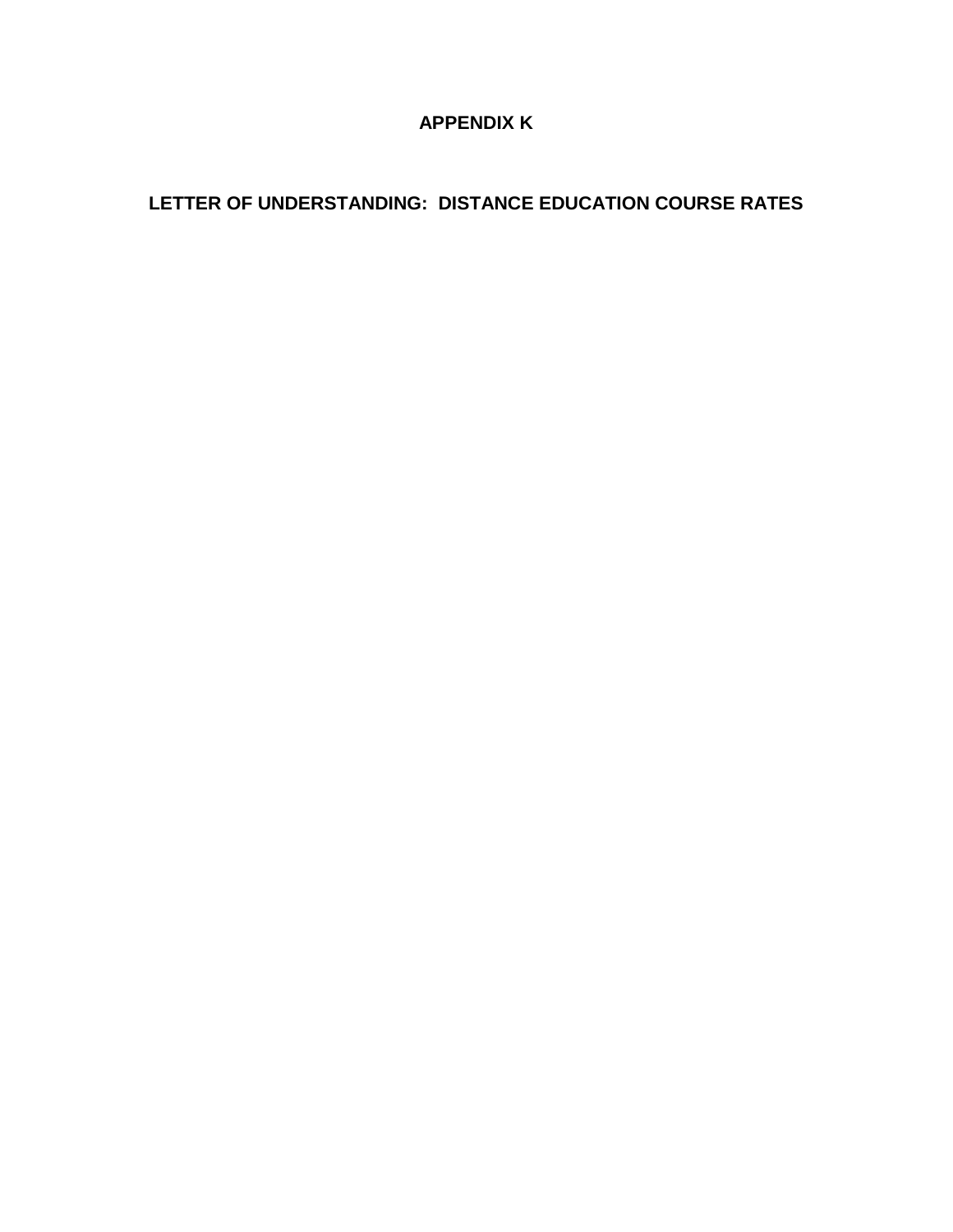# APPENDIX K

## LETTER OF UNDERSTANDING: DISTANCE EDUCATION COURSE RATES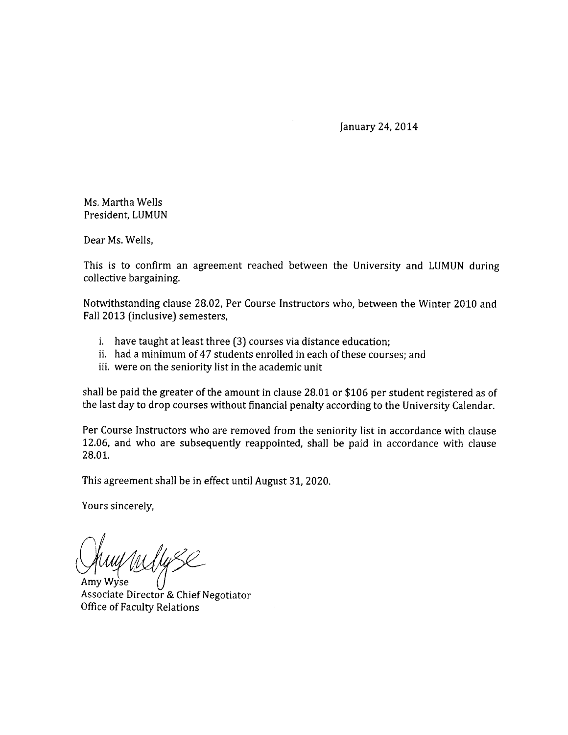January 24, 2014

Ms. Martha Wells
President, LUMUN

Dear Ms. Wells,

This is to confirm an agreement reached between the University and LUMUN during collective bargaining.

Notwithstanding clause 28.02, Per Course Instructors who, between the Winter 2010 and Fall 2013 (inclusive) semesters,

i. have taught at least three (3) courses via distance education;
ii. had a minimum of 47 students enrolled in each of these courses; and
iii. were on the seniority list in the academic unit

shall be paid the greater of the amount in clause 28.01 or $106 per student registered as of the last day to drop courses without financial penalty according to the University Calendar.

Per Course Instructors who are removed from the seniority list in accordance with clause 12.06, and who are subsequently reappointed, shall be paid in accordance with clause 28.01.

This agreement shall be in effect until August 31, 2020.

Yours sincerely,

Amy Wyse
Associate Director & Chief Negotiator
Office of Faculty Relations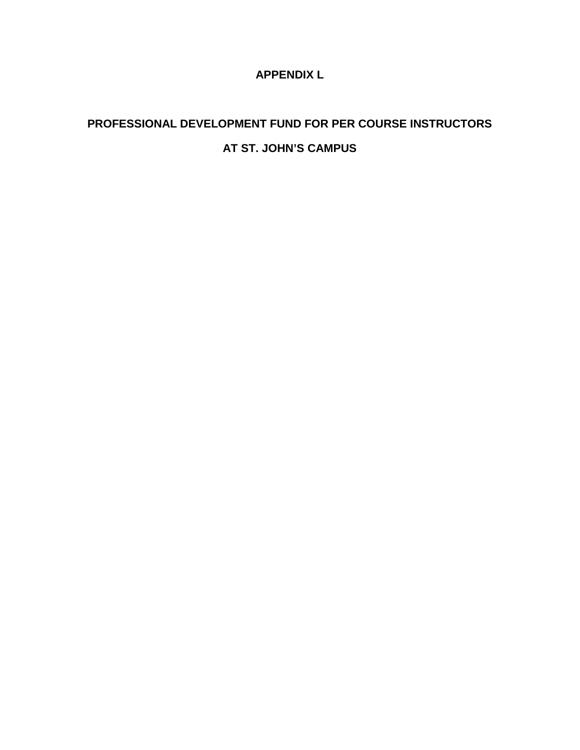# APPENDIX L

## PROFESSIONAL DEVELOPMENT FUND FOR PER COURSE INSTRUCTORS

## AT ST. JOHN'S CAMPUS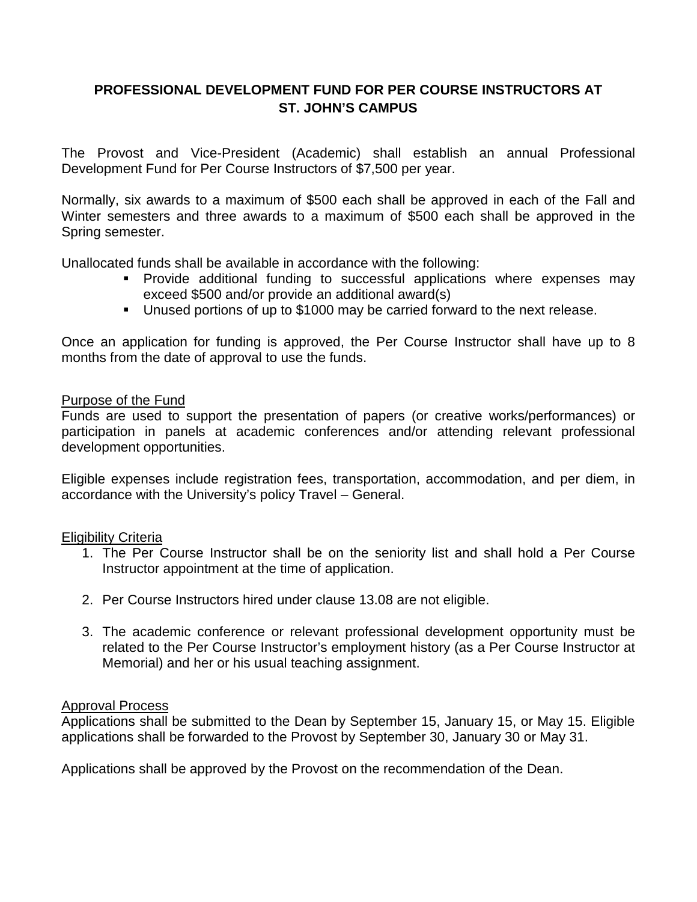## PROFESSIONAL DEVELOPMENT FUND FOR PER COURSE INSTRUCTORS AT ST. JOHN'S CAMPUS

The Provost and Vice-President (Academic) shall establish an annual Professional Development Fund for Per Course Instructors of $7,500 per year.

Normally, six awards to a maximum of $500 each shall be approved in each of the Fall and Winter semesters and three awards to a maximum of $500 each shall be approved in the Spring semester.

Unallocated funds shall be available in accordance with the following:

- Provide additional funding to successful applications where expenses may exceed $500 and/or provide an additional award(s)
- Unused portions of up to $1000 may be carried forward to the next release.

Once an application for funding is approved, the Per Course Instructor shall have up to 8 months from the date of approval to use the funds.

<u>Purpose of the Fund</u>

Funds are used to support the presentation of papers (or creative works/performances) or participation in panels at academic conferences and/or attending relevant professional development opportunities.

Eligible expenses include registration fees, transportation, accommodation, and per diem, in accordance with the University's policy Travel – General.

<u>Eligibility Criteria</u>

1. The Per Course Instructor shall be on the seniority list and shall hold a Per Course Instructor appointment at the time of application.
2. Per Course Instructors hired under clause 13.08 are not eligible.
3. The academic conference or relevant professional development opportunity must be related to the Per Course Instructor's employment history (as a Per Course Instructor at Memorial) and her or his usual teaching assignment.

<u>Approval Process</u>

Applications shall be submitted to the Dean by September 15, January 15, or May 15. Eligible applications shall be forwarded to the Provost by September 30, January 30 or May 31.

Applications shall be approved by the Provost on the recommendation of the Dean.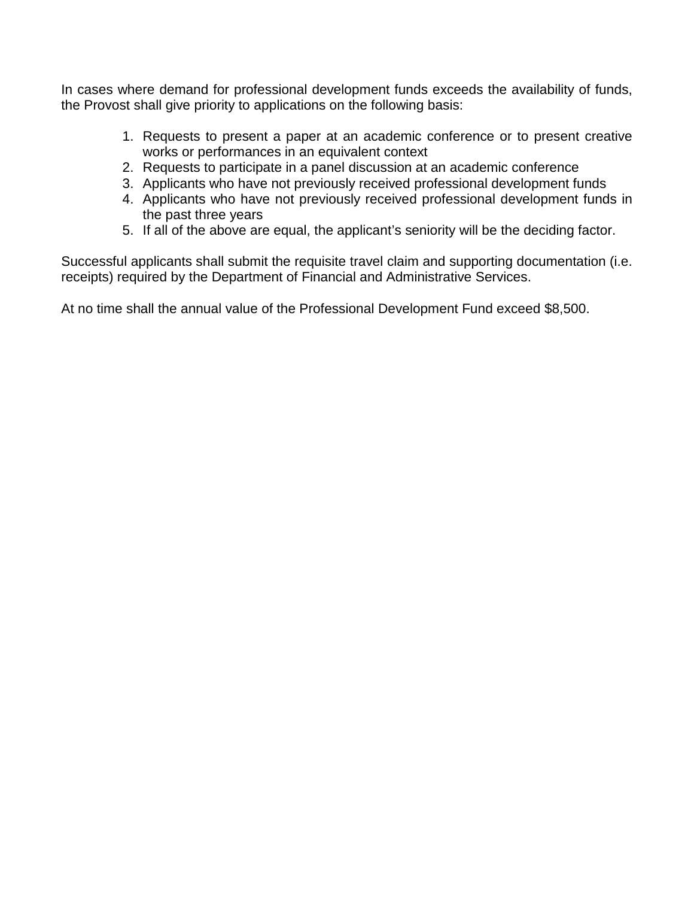In cases where demand for professional development funds exceeds the availability of funds, the Provost shall give priority to applications on the following basis:

1. Requests to present a paper at an academic conference or to present creative works or performances in an equivalent context
2. Requests to participate in a panel discussion at an academic conference
3. Applicants who have not previously received professional development funds
4. Applicants who have not previously received professional development funds in the past three years
5. If all of the above are equal, the applicant's seniority will be the deciding factor.

Successful applicants shall submit the requisite travel claim and supporting documentation (i.e. receipts) required by the Department of Financial and Administrative Services.

At no time shall the annual value of the Professional Development Fund exceed $8,500.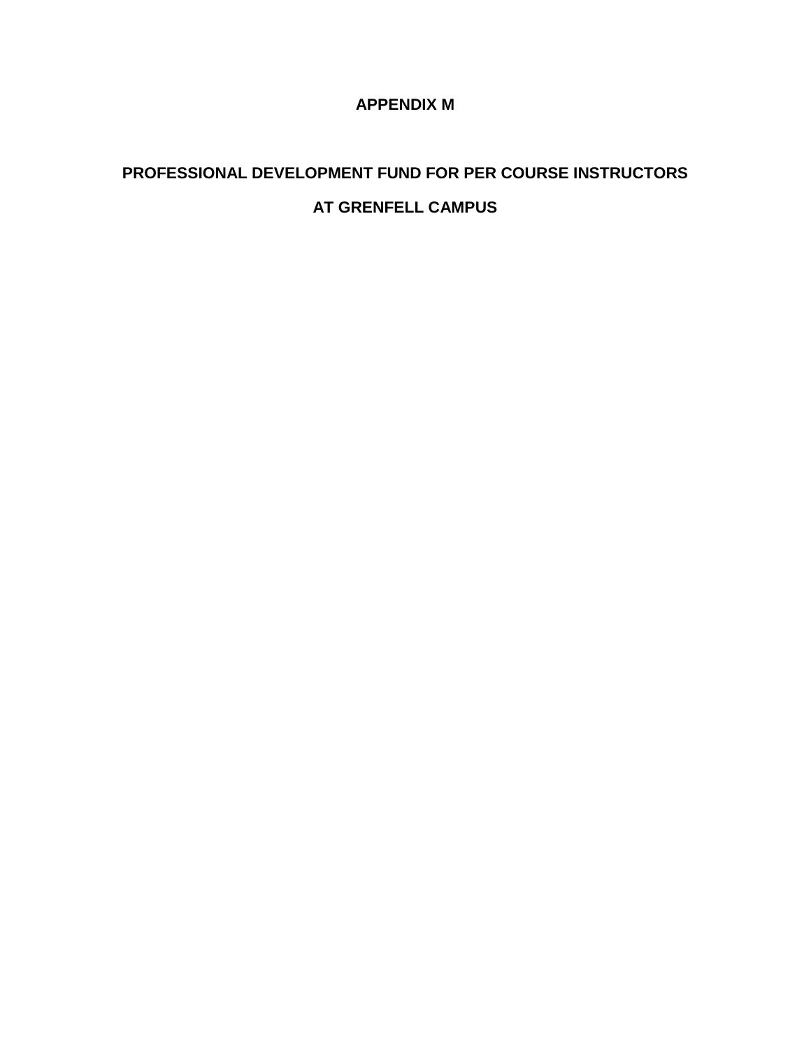# APPENDIX M

## PROFESSIONAL DEVELOPMENT FUND FOR PER COURSE INSTRUCTORS

## AT GRENFELL CAMPUS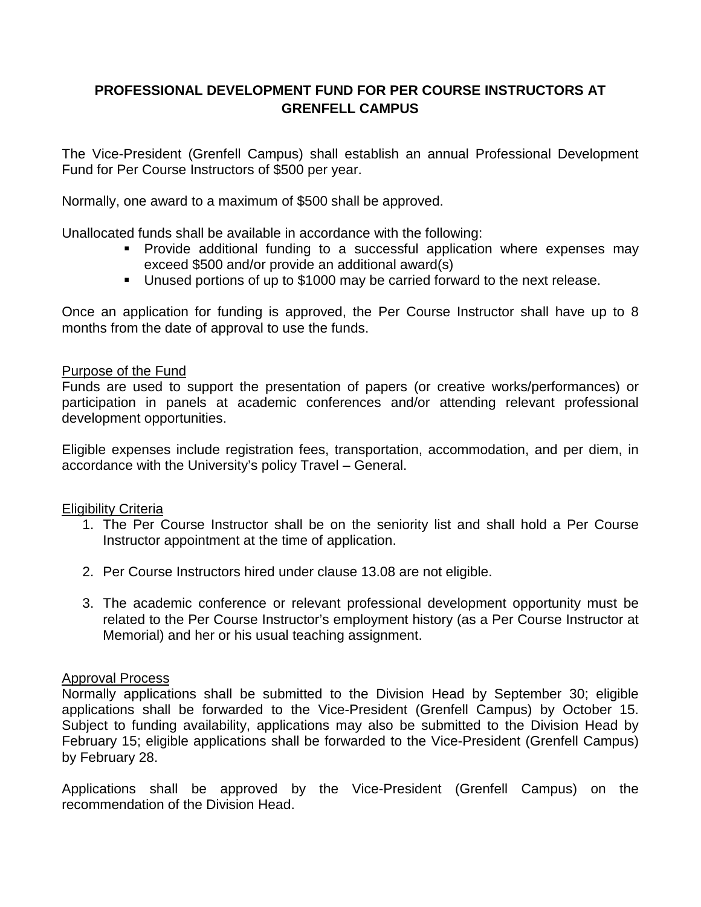# PROFESSIONAL DEVELOPMENT FUND FOR PER COURSE INSTRUCTORS AT GRENFELL CAMPUS

The Vice-President (Grenfell Campus) shall establish an annual Professional Development Fund for Per Course Instructors of $500 per year.

Normally, one award to a maximum of $500 shall be approved.

Unallocated funds shall be available in accordance with the following:

- Provide additional funding to a successful application where expenses may exceed $500 and/or provide an additional award(s)
- Unused portions of up to $1000 may be carried forward to the next release.

Once an application for funding is approved, the Per Course Instructor shall have up to 8 months from the date of approval to use the funds.

<u>Purpose of the Fund</u>

Funds are used to support the presentation of papers (or creative works/performances) or participation in panels at academic conferences and/or attending relevant professional development opportunities.

Eligible expenses include registration fees, transportation, accommodation, and per diem, in accordance with the University's policy Travel – General.

<u>Eligibility Criteria</u>

1. The Per Course Instructor shall be on the seniority list and shall hold a Per Course Instructor appointment at the time of application.

2. Per Course Instructors hired under clause 13.08 are not eligible.

3. The academic conference or relevant professional development opportunity must be related to the Per Course Instructor's employment history (as a Per Course Instructor at Memorial) and her or his usual teaching assignment.

<u>Approval Process</u>

Normally applications shall be submitted to the Division Head by September 30; eligible applications shall be forwarded to the Vice-President (Grenfell Campus) by October 15. Subject to funding availability, applications may also be submitted to the Division Head by February 15; eligible applications shall be forwarded to the Vice-President (Grenfell Campus) by February 28.

Applications shall be approved by the Vice-President (Grenfell Campus) on the recommendation of the Division Head.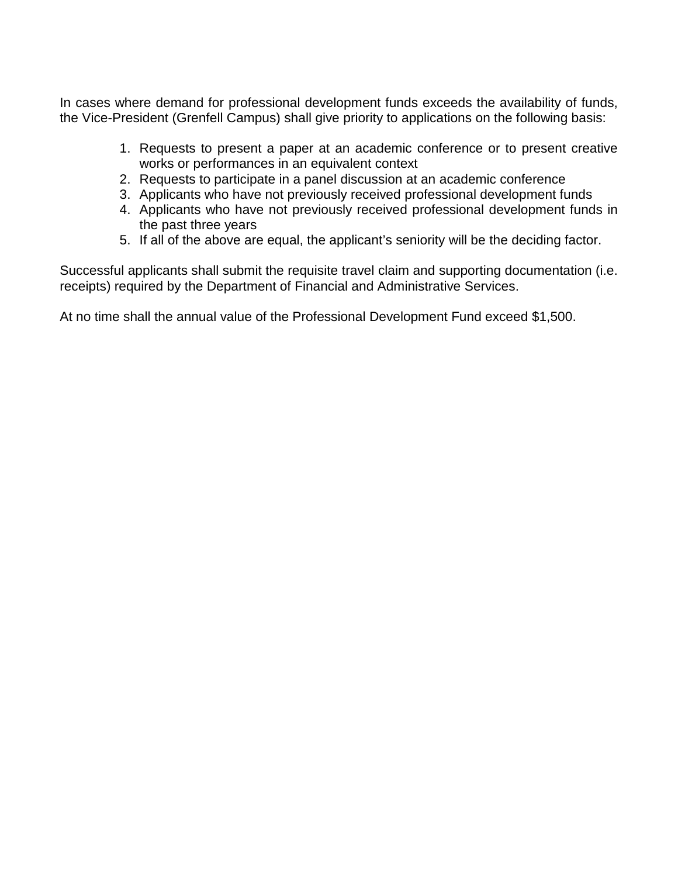In cases where demand for professional development funds exceeds the availability of funds, the Vice-President (Grenfell Campus) shall give priority to applications on the following basis:

1. Requests to present a paper at an academic conference or to present creative works or performances in an equivalent context
2. Requests to participate in a panel discussion at an academic conference
3. Applicants who have not previously received professional development funds
4. Applicants who have not previously received professional development funds in the past three years
5. If all of the above are equal, the applicant's seniority will be the deciding factor.

Successful applicants shall submit the requisite travel claim and supporting documentation (i.e. receipts) required by the Department of Financial and Administrative Services.

At no time shall the annual value of the Professional Development Fund exceed $1,500.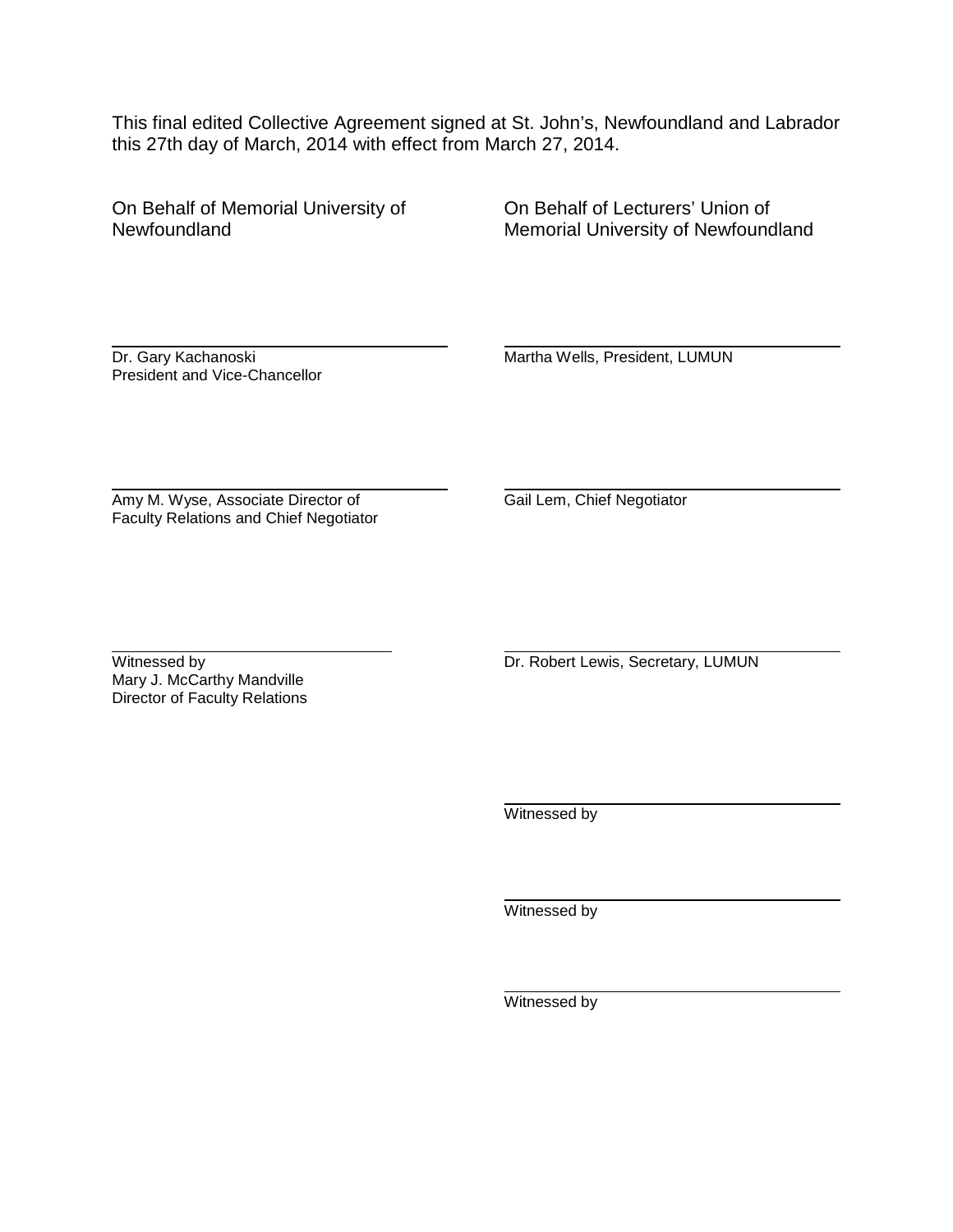This final edited Collective Agreement signed at St. John's, Newfoundland and Labrador this 27th day of March, 2014 with effect from March 27, 2014.

On Behalf of Memorial University of Newfoundland

Dr. Gary Kachanoski
President and Vice-Chancellor

Amy M. Wyse, Associate Director of Faculty Relations and Chief Negotiator

Witnessed by
Mary J. McCarthy Mandville
Director of Faculty Relations

On Behalf of Lecturers' Union of Memorial University of Newfoundland

Martha Wells, President, LUMUN

Gail Lem, Chief Negotiator

Dr. Robert Lewis, Secretary, LUMUN

Witnessed by

Witnessed by

Witnessed by